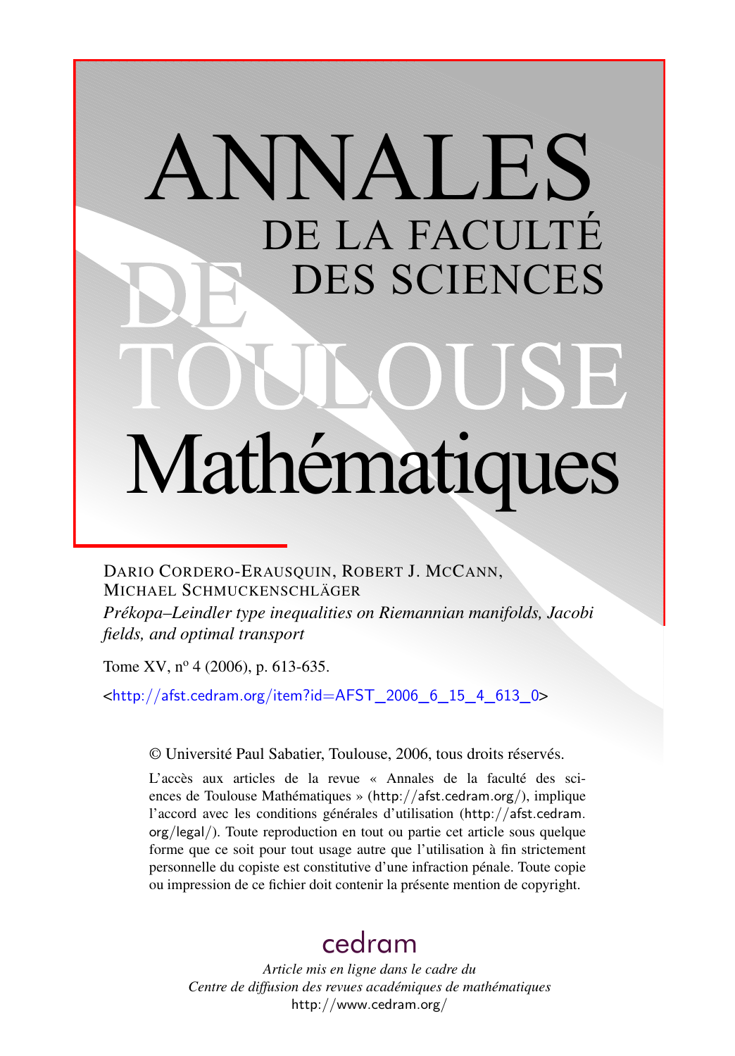# ANNALES DE LA FACULTÉ DES SCIENCES DE TOULOUSE Mathématiques

DARIO CORDERO-ERAUSQUIN, ROBERT J. MCCANN, MICHAEL SCHMUCKENSCHLÄGER

*Prékopa–Leindler type inequalities on Riemannian manifolds, Jacobi fields, and optimal transport*

Tome XV, n° 4 (2006), p. 613-635.

<http://afst.cedram.org/item?id=AFST_2006_6_15_4_613_0>

© Université Paul Sabatier, Toulouse, 2006, tous droits réservés.

L'accès aux articles de la revue « Annales de la faculté des sciences de Toulouse Mathématiques » (http://afst.cedram.org/), implique l'accord avec les conditions générales d'utilisation (http://afst.cedram.org/legal/). Toute reproduction en tout ou partie cet article sous quelque forme que ce soit pour tout usage autre que l'utilisation à fin strictement personnelle du copiste est constitutive d'une infraction pénale. Toute copie ou impression de ce fichier doit contenir la présente mention de copyright.

cedram

*Article mis en ligne dans le cadre du Centre de diffusion des revues académiques de mathématiques*
http://www.cedram.org/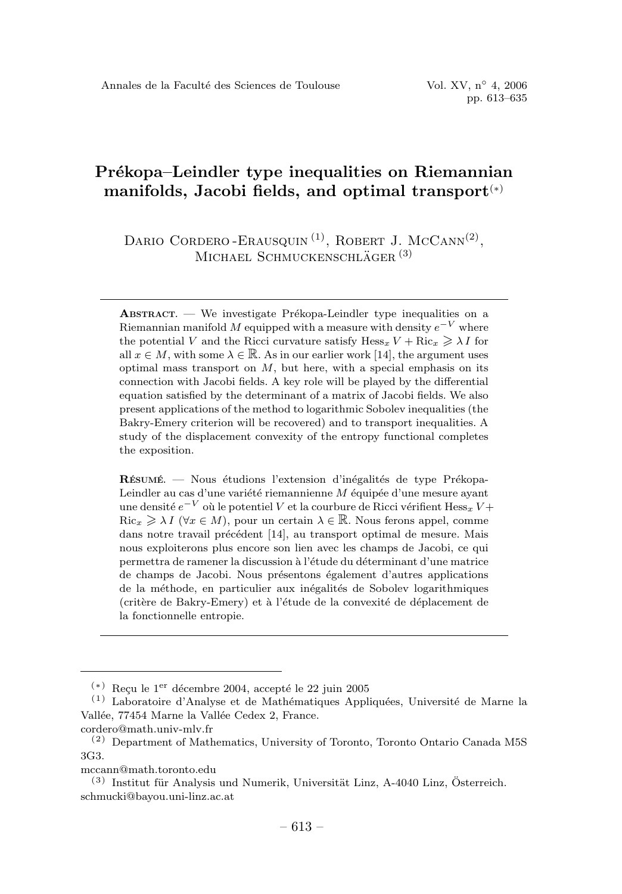# Prékopa–Leindler type inequalities on Riemannian manifolds, Jacobi fields, and optimal transport(*)

Dario Cordero-Erausquin [1], Robert J. McCann[2], Michael Schmuckenschläger [3]

---

**Abstract.** — We investigate Prékopa-Leindler type inequalities on a Riemannian manifold $M$ equipped with a measure with density $e^{-V}$ where the potential $V$ and the Ricci curvature satisfy $\mathrm{Hess}_x V + \mathrm{Ric}_x \geqslant \lambda I$ for all $x \in M$, with some $\lambda \in \mathbb{R}$. As in our earlier work [14], the argument uses optimal mass transport on $M$, but here, with a special emphasis on its connection with Jacobi fields. A key role will be played by the differential equation satisfied by the determinant of a matrix of Jacobi fields. We also present applications of the method to logarithmic Sobolev inequalities (the Bakry-Emery criterion will be recovered) and to transport inequalities. A study of the displacement convexity of the entropy functional completes the exposition.

**Résumé.** — Nous étudions l'extension d'inégalités de type Prékopa-Leindler au cas d'une variété riemannienne $M$ équipée d'une mesure ayant une densité $e^{-V}$ où le potentiel $V$ et la courbure de Ricci vérifient $\mathrm{Hess}_x V + \mathrm{Ric}_x \geqslant \lambda I$ ($\forall x \in M$), pour un certain $\lambda \in \mathbb{R}$. Nous ferons appel, comme dans notre travail précédent [14], au transport optimal de mesure. Mais nous exploiterons plus encore son lien avec les champs de Jacobi, ce qui permettra de ramener la discussion à l'étude du déterminant d'une matrice de champs de Jacobi. Nous présentons également d'autres applications de la méthode, en particulier aux inégalités de Sobolev logarithmiques (critère de Bakry-Emery) et à l'étude de la convexité de déplacement de la fonctionnelle entropie.

---

(*) Reçu le 1er décembre 2004, accepté le 22 juin 2005

(1) Laboratoire d'Analyse et de Mathématiques Appliquées, Université de Marne la Vallée, 77454 Marne la Vallée Cedex 2, France.
cordero@math.univ-mlv.fr

(2) Department of Mathematics, University of Toronto, Toronto Ontario Canada M5S 3G3.
mccann@math.toronto.edu

(3) Institut für Analysis und Numerik, Universität Linz, A-4040 Linz, Österreich.
schmucki@bayou.uni-linz.ac.at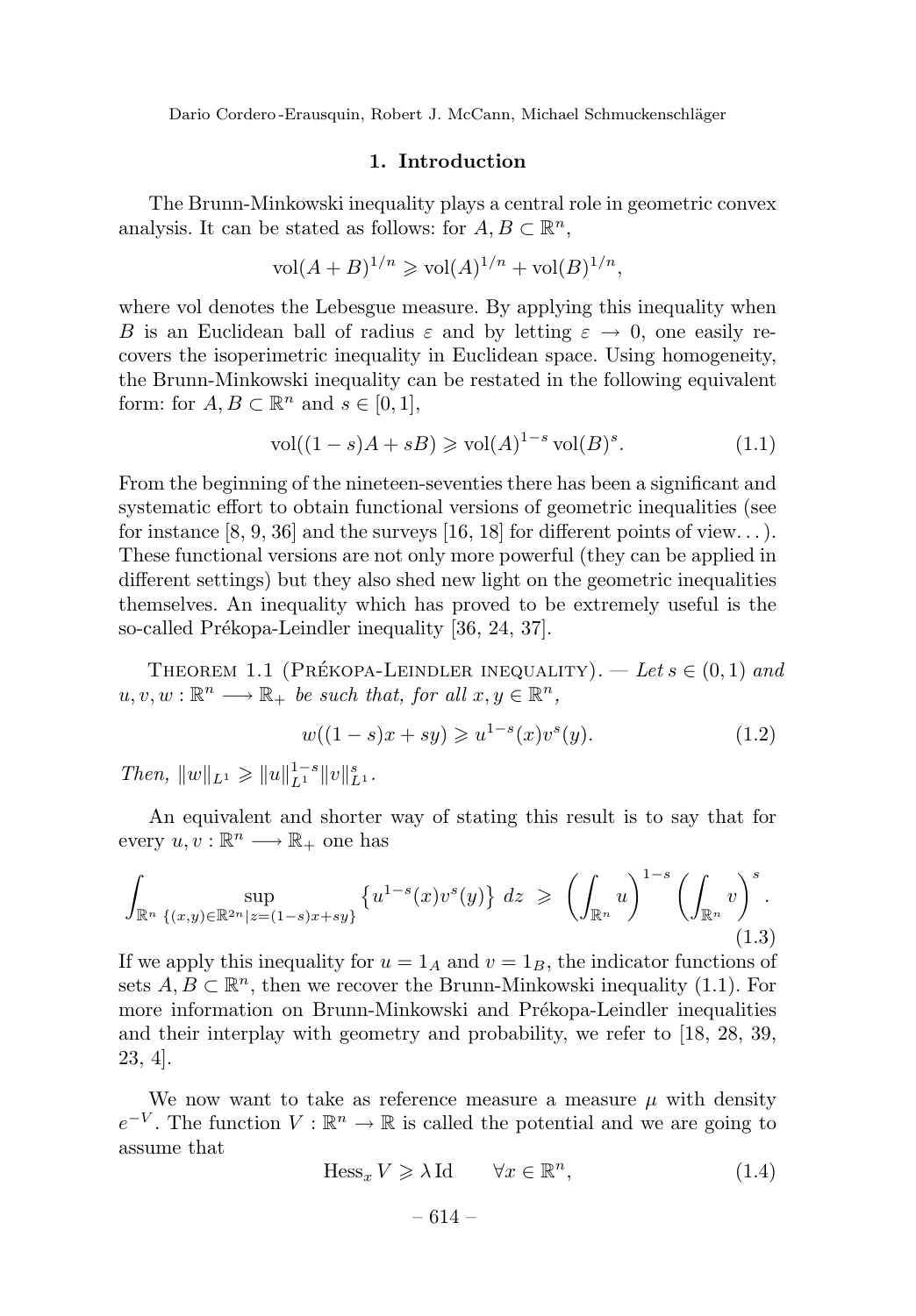## 1. Introduction

The Brunn-Minkowski inequality plays a central role in geometric convex analysis. It can be stated as follows: for $A, B \subset \mathbb{R}^n$,

$$\mathrm{vol}(A+B)^{1/n} \geqslant \mathrm{vol}(A)^{1/n} + \mathrm{vol}(B)^{1/n},$$

where vol denotes the Lebesgue measure. By applying this inequality when $B$ is an Euclidean ball of radius $\varepsilon$ and by letting $\varepsilon \to 0$, one easily recovers the isoperimetric inequality in Euclidean space. Using homogeneity, the Brunn-Minkowski inequality can be restated in the following equivalent form: for $A, B \subset \mathbb{R}^n$ and $s \in [0,1]$,

$$\mathrm{vol}((1-s)A + sB) \geqslant \mathrm{vol}(A)^{1-s}\,\mathrm{vol}(B)^s. \tag{1.1}$$

From the beginning of the nineteen-seventies there has been a significant and systematic effort to obtain functional versions of geometric inequalities (see for instance [8, 9, 36] and the surveys [16, 18] for different points of view...). These functional versions are not only more powerful (they can be applied in different settings) but they also shed new light on the geometric inequalities themselves. An inequality which has proved to be extremely useful is the so-called Prékopa-Leindler inequality [36, 24, 37].

Theorem 1.1 (Prékopa-Leindler inequality). — *Let $s \in (0,1)$ and $u, v, w : \mathbb{R}^n \longrightarrow \mathbb{R}_+$ be such that, for all $x, y \in \mathbb{R}^n$,*

$$w((1-s)x + sy) \geqslant u^{1-s}(x) v^s(y). \tag{1.2}$$

*Then, $\|w\|_{L^1} \geqslant \|u\|_{L^1}^{1-s} \|v\|_{L^1}^{s}$.*

An equivalent and shorter way of stating this result is to say that for every $u, v : \mathbb{R}^n \longrightarrow \mathbb{R}_+$ one has

$$\int_{\mathbb{R}^n} \sup_{\{(x,y)\in\mathbb{R}^{2n} \mid z=(1-s)x+sy\}} \left\{ u^{1-s}(x) v^s(y) \right\} \, dz \;\geqslant\; \left( \int_{\mathbb{R}^n} u \right)^{1-s} \left( \int_{\mathbb{R}^n} v \right)^{s}. \tag{1.3}$$

If we apply this inequality for $u = 1_A$ and $v = 1_B$, the indicator functions of sets $A, B \subset \mathbb{R}^n$, then we recover the Brunn-Minkowski inequality (1.1). For more information on Brunn-Minkowski and Prékopa-Leindler inequalities and their interplay with geometry and probability, we refer to [18, 28, 39, 23, 4].

We now want to take as reference measure a measure $\mu$ with density $e^{-V}$. The function $V : \mathbb{R}^n \to \mathbb{R}$ is called the potential and we are going to assume that

$$\mathrm{Hess}_x V \geqslant \lambda\, \mathrm{Id} \qquad \forall x \in \mathbb{R}^n, \tag{1.4}$$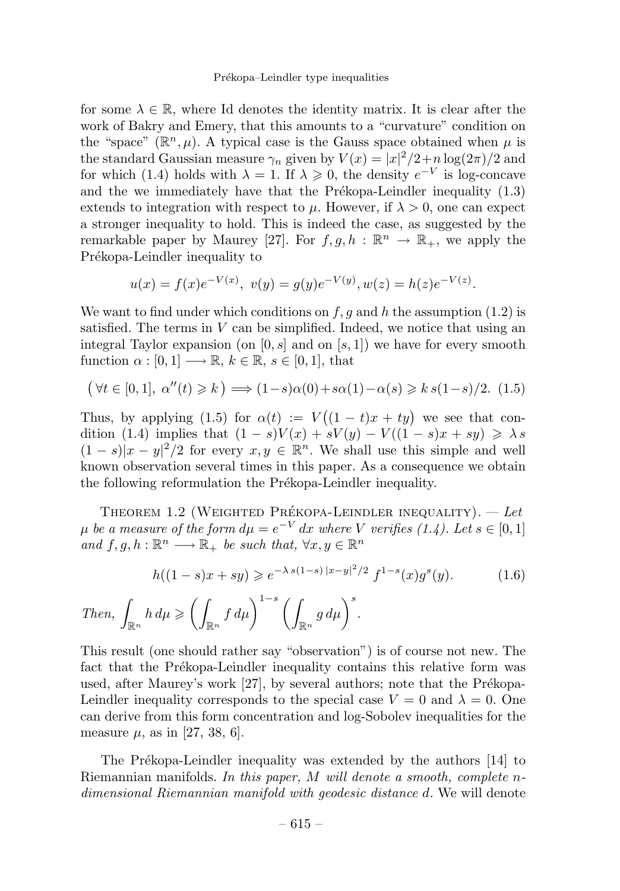for some $\lambda \in \mathbb{R}$, where Id denotes the identity matrix. It is clear after the work of Bakry and Emery, that this amounts to a "curvature" condition on the "space" $(\mathbb{R}^n, \mu)$. A typical case is the Gauss space obtained when $\mu$ is the standard Gaussian measure $\gamma_n$ given by $V(x) = |x|^2/2 + n\log(2\pi)/2$ and for which (1.4) holds with $\lambda = 1$. If $\lambda \geqslant 0$, the density $e^{-V}$ is log-concave and the we immediately have that the Prékopa-Leindler inequality (1.3) extends to integration with respect to $\mu$. However, if $\lambda > 0$, one can expect a stronger inequality to hold. This is indeed the case, as suggested by the remarkable paper by Maurey [27]. For $f, g, h : \mathbb{R}^n \to \mathbb{R}_+$, we apply the Prékopa-Leindler inequality to

$$u(x) = f(x)e^{-V(x)},\ v(y) = g(y)e^{-V(y)}, w(z) = h(z)e^{-V(z)}.$$

We want to find under which conditions on $f, g$ and $h$ the assumption (1.2) is satisfied. The terms in $V$ can be simplified. Indeed, we notice that using an integral Taylor expansion (on $[0, s]$ and on $[s, 1]$) we have for every smooth function $\alpha : [0, 1] \longrightarrow \mathbb{R}$, $k \in \mathbb{R}$, $s \in [0, 1]$, that

$$\big(\,\forall t \in [0,1],\ \alpha''(t) \geqslant k\,\big) \Longrightarrow (1-s)\alpha(0) + s\alpha(1) - \alpha(s) \geqslant k\, s(1-s)/2. \quad (1.5)$$

Thus, by applying (1.5) for $\alpha(t) := V\big((1-t)x + ty\big)$ we see that condition (1.4) implies that $(1-s)V(x) + sV(y) - V((1-s)x + sy) \geqslant \lambda\, s\,(1-s)|x-y|^2/2$ for every $x, y \in \mathbb{R}^n$. We shall use this simple and well known observation several times in this paper. As a consequence we obtain the following reformulation the Prékopa-Leindler inequality.

Theorem 1.2 (Weighted Prékopa-Leindler inequality). — *Let $\mu$ be a measure of the form $d\mu = e^{-V}dx$ where $V$ verifies (1.4). Let $s \in [0,1]$ and $f, g, h : \mathbb{R}^n \longrightarrow \mathbb{R}_+$ be such that, $\forall x, y \in \mathbb{R}^n$*

$$h((1-s)x + sy) \geqslant e^{-\lambda\, s(1-s)\,|x-y|^2/2}\ f^{1-s}(x) g^s(y). \quad (1.6)$$

*Then,* $\displaystyle\int_{\mathbb{R}^n} h\, d\mu \geqslant \left(\int_{\mathbb{R}^n} f\, d\mu\right)^{1-s} \left(\int_{\mathbb{R}^n} g\, d\mu\right)^{s}.$

This result (one should rather say "observation") is of course not new. The fact that the Prékopa-Leindler inequality contains this relative form was used, after Maurey's work [27], by several authors; note that the Prékopa-Leindler inequality corresponds to the special case $V = 0$ and $\lambda = 0$. One can derive from this form concentration and log-Sobolev inequalities for the measure $\mu$, as in [27, 38, 6].

The Prékopa-Leindler inequality was extended by the authors [14] to Riemannian manifolds. *In this paper, $M$ will denote a smooth, complete $n$-dimensional Riemannian manifold with geodesic distance $d$.* We will denote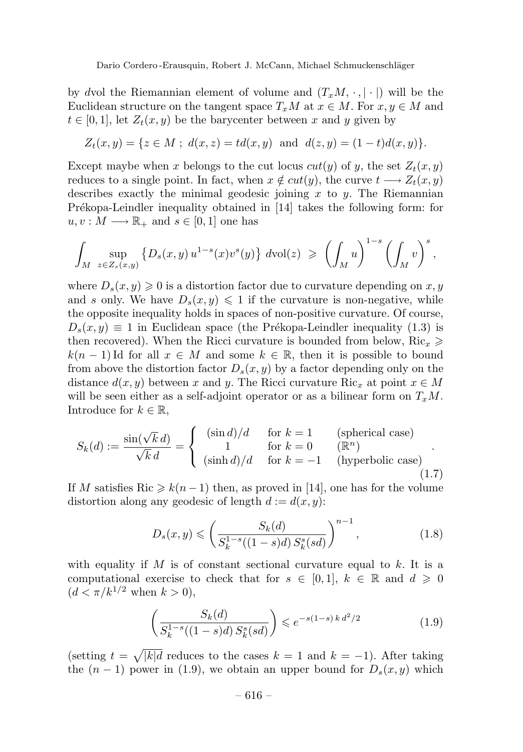by $d\mathrm{vol}$ the Riemannian element of volume and $(T_xM, \cdot, |\cdot|)$ will be the Euclidean structure on the tangent space $T_xM$ at $x \in M$. For $x, y \in M$ and $t \in [0,1]$, let $Z_t(x,y)$ be the barycenter between $x$ and $y$ given by

$$Z_t(x,y) = \{z \in M \; ; \; d(x,z) = td(x,y) \;\text{ and }\; d(z,y) = (1-t)d(x,y)\}.$$

Except maybe when $x$ belongs to the cut locus $cut(y)$ of $y$, the set $Z_t(x,y)$ reduces to a single point. In fact, when $x \notin cut(y)$, the curve $t \longrightarrow Z_t(x,y)$ describes exactly the minimal geodesic joining $x$ to $y$. The Riemannian Prékopa-Leindler inequality obtained in [14] takes the following form: for $u, v : M \longrightarrow \mathbb{R}_+$ and $s \in [0,1]$ one has

$$\int_M \sup_{z \in Z_s(x,y)} \left\{ D_s(x,y)\, u^{1-s}(x) v^s(y) \right\} \, d\mathrm{vol}(z) \;\geqslant\; \left( \int_M u \right)^{1-s} \left( \int_M v \right)^s,$$

where $D_s(x,y) \geqslant 0$ is a distortion factor due to curvature depending on $x, y$ and $s$ only. We have $D_s(x,y) \leqslant 1$ if the curvature is non-negative, while the opposite inequality holds in spaces of non-positive curvature. Of course, $D_s(x,y) \equiv 1$ in Euclidean space (the Prékopa-Leindler inequality (1.3) is then recovered). When the Ricci curvature is bounded from below, $\mathrm{Ric}_x \geqslant k(n-1)\,\mathrm{Id}$ for all $x \in M$ and some $k \in \mathbb{R}$, then it is possible to bound from above the distortion factor $D_s(x,y)$ by a factor depending only on the distance $d(x,y)$ between $x$ and $y$. The Ricci curvature $\mathrm{Ric}_x$ at point $x \in M$ will be seen either as a self-adjoint operator or as a bilinear form on $T_xM$. Introduce for $k \in \mathbb{R}$,

$$S_k(d) := \frac{\sin(\sqrt{k}\, d)}{\sqrt{k}\, d} = \left\{ \begin{array}{lll} (\sin d)/d & \text{for } k = 1 & \text{(spherical case)} \\ \quad 1 & \text{for } k = 0 & (\mathbb{R}^n) \\ (\sinh d)/d & \text{for } k = -1 & \text{(hyperbolic case)} \end{array} \right. . \tag{1.7}$$

If $M$ satisfies $\mathrm{Ric} \geqslant k(n-1)$ then, as proved in [14], one has for the volume distortion along any geodesic of length $d := d(x,y)$:

$$D_s(x,y) \leqslant \left( \frac{S_k(d)}{S_k^{1-s}((1-s)d)\, S_k^s(sd)} \right)^{n-1}, \tag{1.8}$$

with equality if $M$ is of constant sectional curvature equal to $k$. It is a computational exercise to check that for $s \in [0,1]$, $k \in \mathbb{R}$ and $d \geqslant 0$ ($d < \pi/k^{1/2}$ when $k > 0$),

$$\left( \frac{S_k(d)}{S_k^{1-s}((1-s)d)\, S_k^s(sd)} \right) \leqslant e^{-s(1-s)\,k\,d^2/2} \tag{1.9}$$

(setting $t = \sqrt{|k|d}$ reduces to the cases $k=1$ and $k=-1$). After taking the $(n-1)$ power in (1.9), we obtain an upper bound for $D_s(x,y)$ which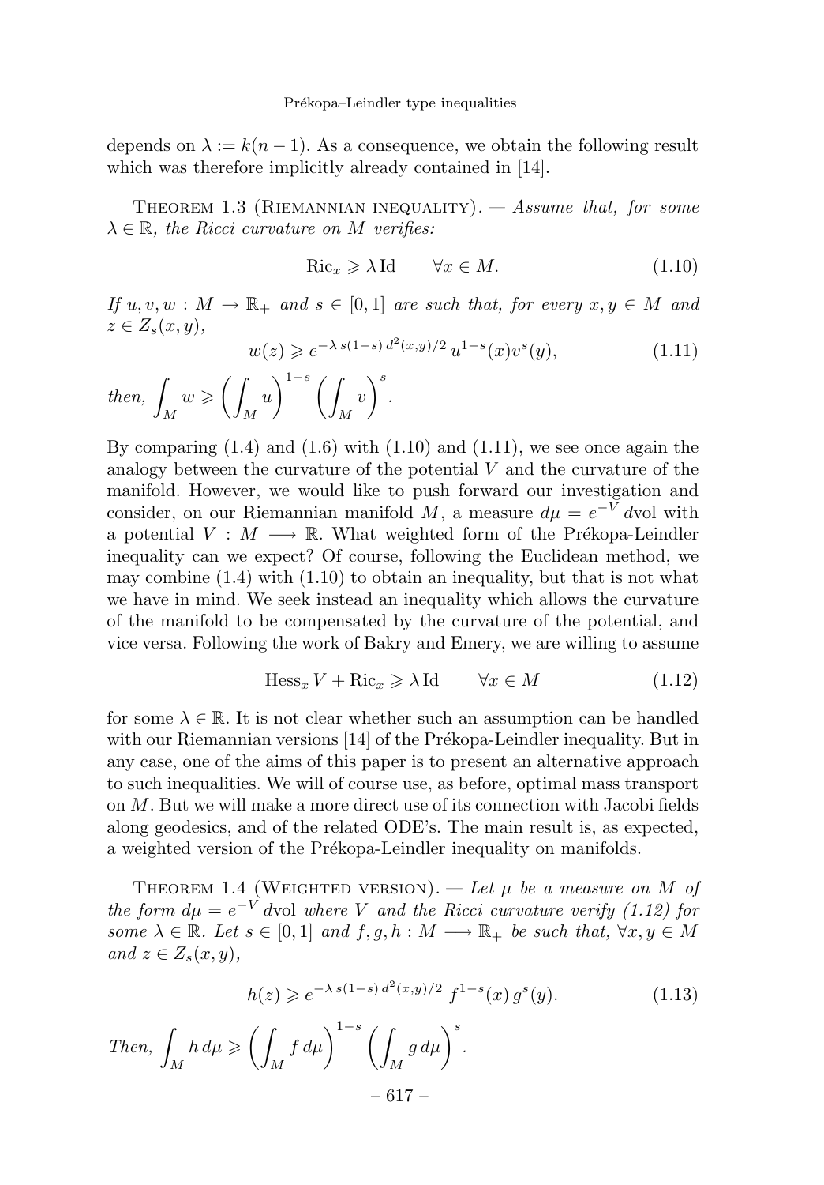depends on $\lambda := k(n-1)$. As a consequence, we obtain the following result which was therefore implicitly already contained in [14].

Theorem 1.3 (Riemannian inequality). — *Assume that, for some $\lambda \in \mathbb{R}$, the Ricci curvature on $M$ verifies:*

$$\mathrm{Ric}_x \geqslant \lambda \, \mathrm{Id} \qquad \forall x \in M. \tag{1.10}$$

*If $u, v, w : M \to \mathbb{R}_+$ and $s \in [0,1]$ are such that, for every $x, y \in M$ and $z \in Z_s(x,y)$,*

$$w(z) \geqslant e^{-\lambda\, s(1-s)\, d^2(x,y)/2}\, u^{1-s}(x) v^s(y), \tag{1.11}$$

*then,* $\displaystyle\int_M w \geqslant \left(\int_M u\right)^{1-s} \left(\int_M v\right)^{s}.$

By comparing (1.4) and (1.6) with (1.10) and (1.11), we see once again the analogy between the curvature of the potential $V$ and the curvature of the manifold. However, we would like to push forward our investigation and consider, on our Riemannian manifold $M$, a measure $d\mu = e^{-V}\, d\mathrm{vol}$ with a potential $V : M \longrightarrow \mathbb{R}$. What weighted form of the Prékopa-Leindler inequality can we expect? Of course, following the Euclidean method, we may combine (1.4) with (1.10) to obtain an inequality, but that is not what we have in mind. We seek instead an inequality which allows the curvature of the manifold to be compensated by the curvature of the potential, and vice versa. Following the work of Bakry and Emery, we are willing to assume

$$\mathrm{Hess}_x\, V + \mathrm{Ric}_x \geqslant \lambda \, \mathrm{Id} \qquad \forall x \in M \tag{1.12}$$

for some $\lambda \in \mathbb{R}$. It is not clear whether such an assumption can be handled with our Riemannian versions [14] of the Prékopa-Leindler inequality. But in any case, one of the aims of this paper is to present an alternative approach to such inequalities. We will of course use, as before, optimal mass transport on $M$. But we will make a more direct use of its connection with Jacobi fields along geodesics, and of the related ODE's. The main result is, as expected, a weighted version of the Prékopa-Leindler inequality on manifolds.

Theorem 1.4 (Weighted version). — *Let $\mu$ be a measure on $M$ of the form $d\mu = e^{-V}\, d\mathrm{vol}$ where $V$ and the Ricci curvature verify (1.12) for some $\lambda \in \mathbb{R}$. Let $s \in [0,1]$ and $f, g, h : M \longrightarrow \mathbb{R}_+$ be such that, $\forall x, y \in M$ and $z \in Z_s(x,y)$,*

$$h(z) \geqslant e^{-\lambda\, s(1-s)\, d^2(x,y)/2}\, f^{1-s}(x)\, g^s(y). \tag{1.13}$$

*Then,* $\displaystyle\int_M h \, d\mu \geqslant \left(\int_M f \, d\mu\right)^{1-s} \left(\int_M g \, d\mu\right)^{s}.$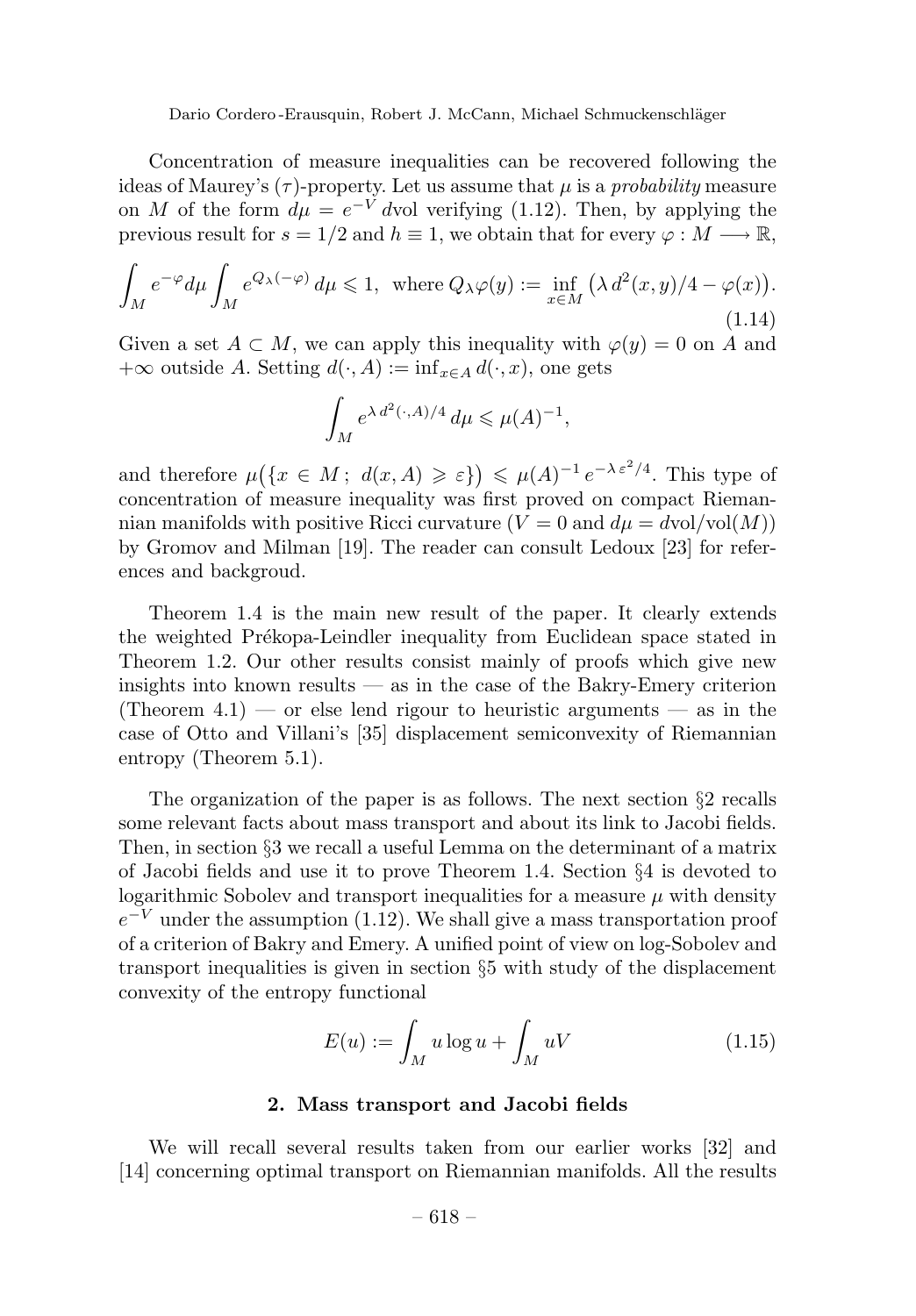Concentration of measure inequalities can be recovered following the ideas of Maurey's $(\tau)$-property. Let us assume that $\mu$ is a *probability* measure on $M$ of the form $d\mu = e^{-V}\,d\mathrm{vol}$ verifying (1.12). Then, by applying the previous result for $s = 1/2$ and $h \equiv 1$, we obtain that for every $\varphi : M \longrightarrow \mathbb{R}$,

$$\int_M e^{-\varphi} d\mu \int_M e^{Q_\lambda(-\varphi)}\, d\mu \leqslant 1, \ \text{ where } Q_\lambda\varphi(y) := \inf_{x\in M} \big(\lambda\, d^2(x,y)/4 - \varphi(x)\big). \tag{1.14}$$

Given a set $A \subset M$, we can apply this inequality with $\varphi(y) = 0$ on $A$ and $+\infty$ outside $A$. Setting $d(\cdot, A) := \inf_{x\in A} d(\cdot, x)$, one gets

$$\int_M e^{\lambda\, d^2(\cdot,A)/4}\, d\mu \leqslant \mu(A)^{-1},$$

and therefore $\mu\big(\{x \in M\, ;\ d(x,A) \geqslant \varepsilon\}\big) \leqslant \mu(A)^{-1}\, e^{-\lambda\,\varepsilon^2/4}$. This type of concentration of measure inequality was first proved on compact Riemannian manifolds with positive Ricci curvature ($V = 0$ and $d\mu = d\mathrm{vol}/\mathrm{vol}(M)$) by Gromov and Milman [19]. The reader can consult Ledoux [23] for references and backgroud.

Theorem 1.4 is the main new result of the paper. It clearly extends the weighted Prékopa-Leindler inequality from Euclidean space stated in Theorem 1.2. Our other results consist mainly of proofs which give new insights into known results — as in the case of the Bakry-Emery criterion (Theorem 4.1) — or else lend rigour to heuristic arguments — as in the case of Otto and Villani's [35] displacement semiconvexity of Riemannian entropy (Theorem 5.1).

The organization of the paper is as follows. The next section §2 recalls some relevant facts about mass transport and about its link to Jacobi fields. Then, in section §3 we recall a useful Lemma on the determinant of a matrix of Jacobi fields and use it to prove Theorem 1.4. Section §4 is devoted to logarithmic Sobolev and transport inequalities for a measure $\mu$ with density $e^{-V}$ under the assumption (1.12). We shall give a mass transportation proof of a criterion of Bakry and Emery. A unified point of view on log-Sobolev and transport inequalities is given in section §5 with study of the displacement convexity of the entropy functional

$$E(u) := \int_M u \log u + \int_M uV \tag{1.15}$$

## 2. Mass transport and Jacobi fields

We will recall several results taken from our earlier works [32] and [14] concerning optimal transport on Riemannian manifolds. All the results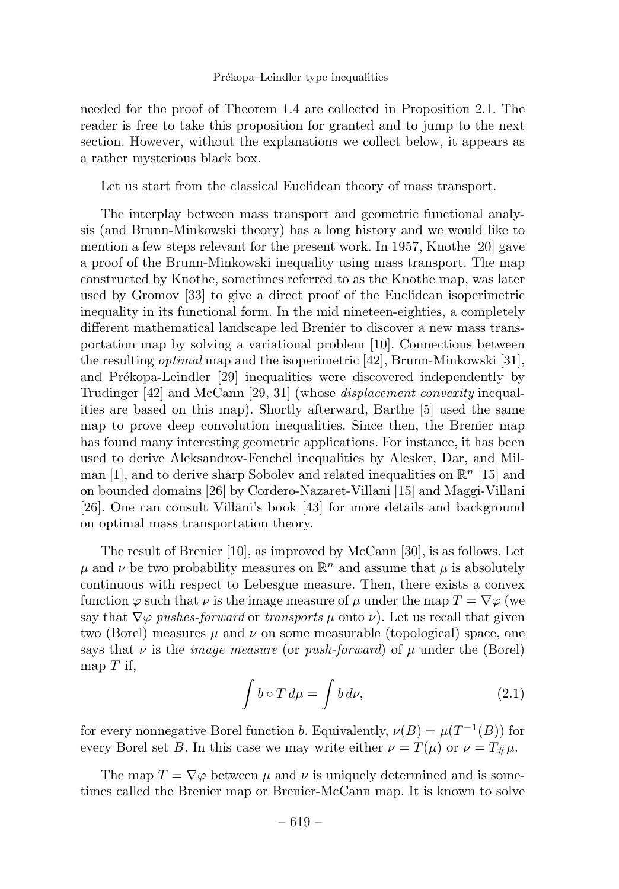needed for the proof of Theorem 1.4 are collected in Proposition 2.1. The reader is free to take this proposition for granted and to jump to the next section. However, without the explanations we collect below, it appears as a rather mysterious black box.

Let us start from the classical Euclidean theory of mass transport.

The interplay between mass transport and geometric functional analysis (and Brunn-Minkowski theory) has a long history and we would like to mention a few steps relevant for the present work. In 1957, Knothe [20] gave a proof of the Brunn-Minkowski inequality using mass transport. The map constructed by Knothe, sometimes referred to as the Knothe map, was later used by Gromov [33] to give a direct proof of the Euclidean isoperimetric inequality in its functional form. In the mid nineteen-eighties, a completely different mathematical landscape led Brenier to discover a new mass transportation map by solving a variational problem [10]. Connections between the resulting *optimal* map and the isoperimetric [42], Brunn-Minkowski [31], and Prékopa-Leindler [29] inequalities were discovered independently by Trudinger [42] and McCann [29, 31] (whose *displacement convexity* inequalities are based on this map). Shortly afterward, Barthe [5] used the same map to prove deep convolution inequalities. Since then, the Brenier map has found many interesting geometric applications. For instance, it has been used to derive Aleksandrov-Fenchel inequalities by Alesker, Dar, and Milman [1], and to derive sharp Sobolev and related inequalities on $\mathbb{R}^n$ [15] and on bounded domains [26] by Cordero-Nazaret-Villani [15] and Maggi-Villani [26]. One can consult Villani's book [43] for more details and background on optimal mass transportation theory.

The result of Brenier [10], as improved by McCann [30], is as follows. Let $\mu$ and $\nu$ be two probability measures on $\mathbb{R}^n$ and assume that $\mu$ is absolutely continuous with respect to Lebesgue measure. Then, there exists a convex function $\varphi$ such that $\nu$ is the image measure of $\mu$ under the map $T = \nabla\varphi$ (we say that $\nabla\varphi$ *pushes-forward* or *transports* $\mu$ onto $\nu$). Let us recall that given two (Borel) measures $\mu$ and $\nu$ on some measurable (topological) space, one says that $\nu$ is the *image measure* (or *push-forward*) of $\mu$ under the (Borel) map $T$ if,

$$\int b \circ T \, d\mu = \int b \, d\nu, \tag{2.1}$$

for every nonnegative Borel function $b$. Equivalently, $\nu(B) = \mu(T^{-1}(B))$ for every Borel set $B$. In this case we may write either $\nu = T(\mu)$ or $\nu = T_{\#}\mu$.

The map $T = \nabla\varphi$ between $\mu$ and $\nu$ is uniquely determined and is sometimes called the Brenier map or Brenier-McCann map. It is known to solve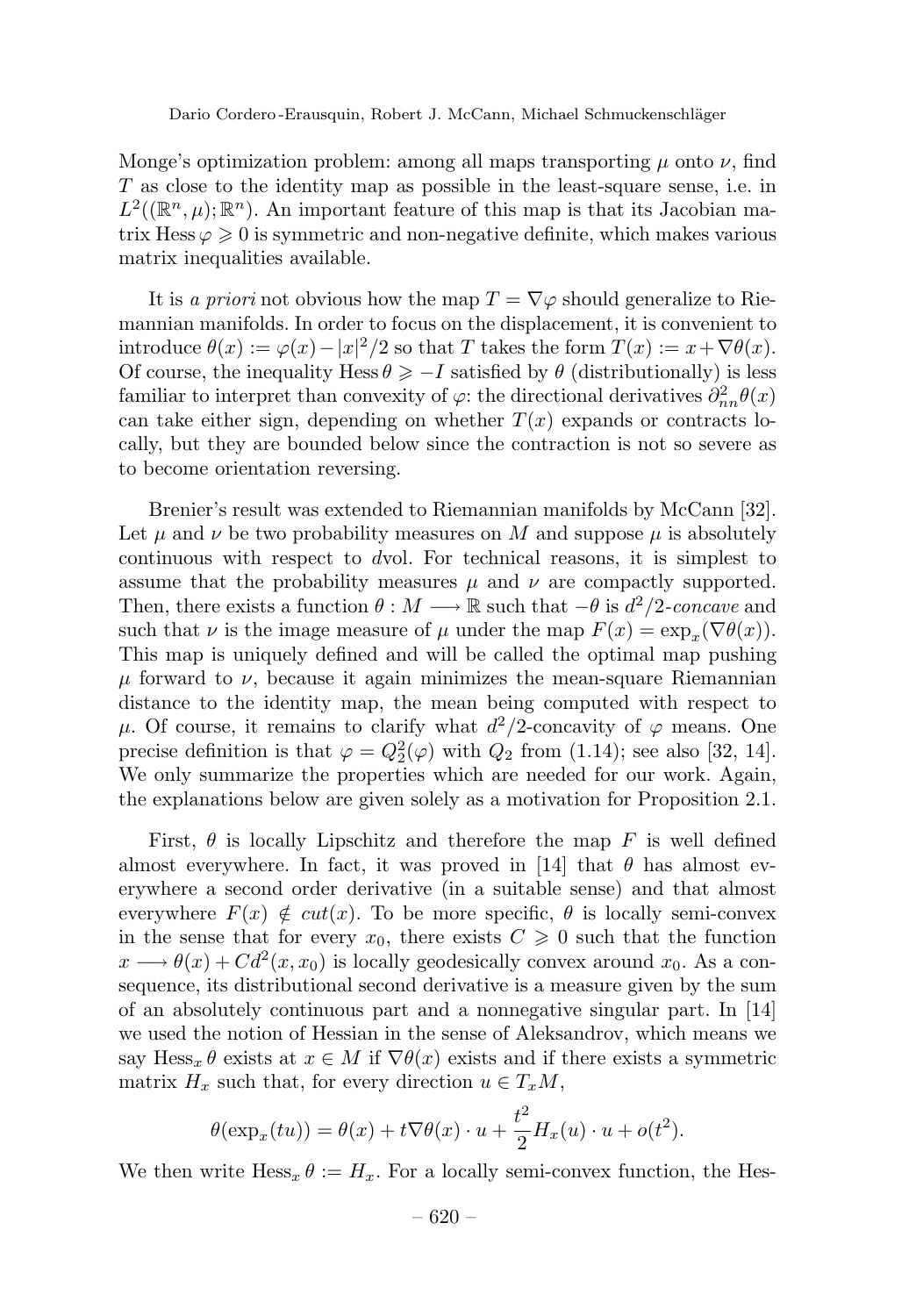Monge's optimization problem: among all maps transporting $\mu$ onto $\nu$, find $T$ as close to the identity map as possible in the least-square sense, i.e. in $L^2((\mathbb{R}^n, \mu); \mathbb{R}^n)$. An important feature of this map is that its Jacobian matrix $\operatorname{Hess}\varphi \geqslant 0$ is symmetric and non-negative definite, which makes various matrix inequalities available.

It is *a priori* not obvious how the map $T = \nabla\varphi$ should generalize to Riemannian manifolds. In order to focus on the displacement, it is convenient to introduce $\theta(x) := \varphi(x) - |x|^2/2$ so that $T$ takes the form $T(x) := x + \nabla\theta(x)$. Of course, the inequality $\operatorname{Hess}\theta \geqslant -I$ satisfied by $\theta$ (distributionally) is less familiar to interpret than convexity of $\varphi$: the directional derivatives $\partial^2_{nn}\theta(x)$ can take either sign, depending on whether $T(x)$ expands or contracts locally, but they are bounded below since the contraction is not so severe as to become orientation reversing.

Brenier's result was extended to Riemannian manifolds by McCann [32]. Let $\mu$ and $\nu$ be two probability measures on $M$ and suppose $\mu$ is absolutely continuous with respect to $d\mathrm{vol}$. For technical reasons, it is simplest to assume that the probability measures $\mu$ and $\nu$ are compactly supported. Then, there exists a function $\theta : M \longrightarrow \mathbb{R}$ such that $-\theta$ is $d^2/2$-*concave* and such that $\nu$ is the image measure of $\mu$ under the map $F(x) = \exp_x(\nabla\theta(x))$. This map is uniquely defined and will be called the optimal map pushing $\mu$ forward to $\nu$, because it again minimizes the mean-square Riemannian distance to the identity map, the mean being computed with respect to $\mu$. Of course, it remains to clarify what $d^2/2$-concavity of $\varphi$ means. One precise definition is that $\varphi = Q_2^2(\varphi)$ with $Q_2$ from (1.14); see also [32, 14]. We only summarize the properties which are needed for our work. Again, the explanations below are given solely as a motivation for Proposition 2.1.

First, $\theta$ is locally Lipschitz and therefore the map $F$ is well defined almost everywhere. In fact, it was proved in [14] that $\theta$ has almost everywhere a second order derivative (in a suitable sense) and that almost everywhere $F(x) \notin cut(x)$. To be more specific, $\theta$ is locally semi-convex in the sense that for every $x_0$, there exists $C \geqslant 0$ such that the function $x \longrightarrow \theta(x) + Cd^2(x, x_0)$ is locally geodesically convex around $x_0$. As a consequence, its distributional second derivative is a measure given by the sum of an absolutely continuous part and a nonnegative singular part. In [14] we used the notion of Hessian in the sense of Aleksandrov, which means we say $\operatorname{Hess}_x\theta$ exists at $x \in M$ if $\nabla\theta(x)$ exists and if there exists a symmetric matrix $H_x$ such that, for every direction $u \in T_xM$,

$$\theta(\exp_x(tu)) = \theta(x) + t\nabla\theta(x)\cdot u + \frac{t^2}{2}H_x(u)\cdot u + o(t^2).$$

We then write $\operatorname{Hess}_x\theta := H_x$. For a locally semi-convex function, the Hes-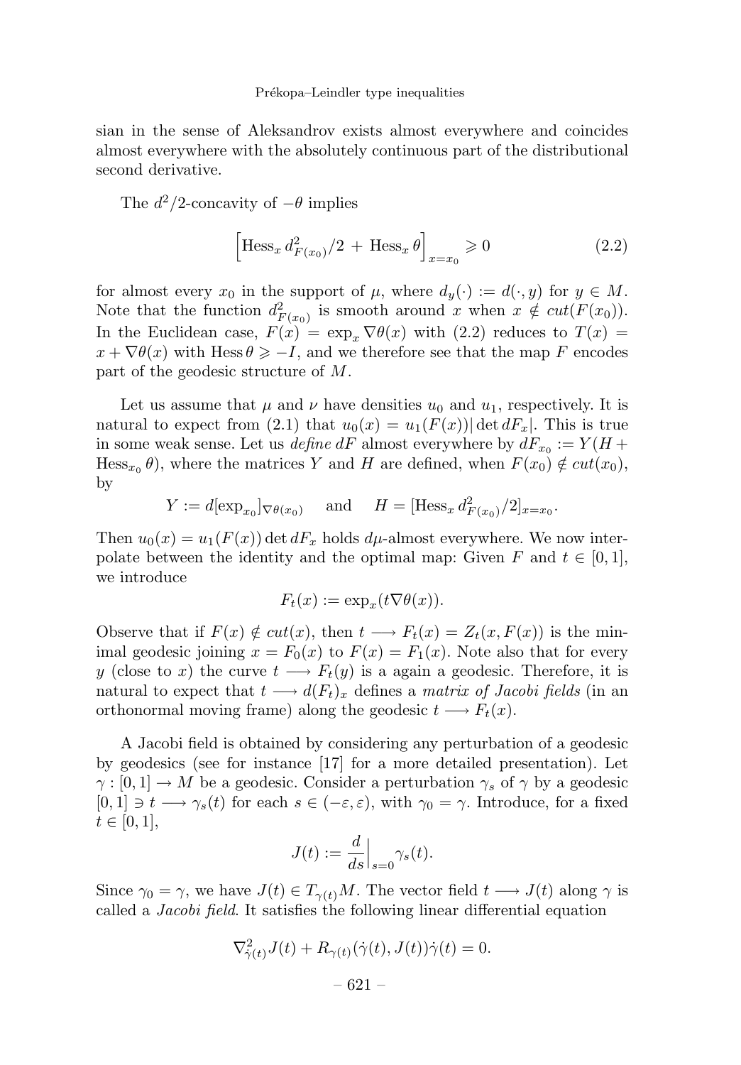sian in the sense of Aleksandrov exists almost everywhere and coincides almost everywhere with the absolutely continuous part of the distributional second derivative.

The $d^2/2$-concavity of $-\theta$ implies

$$\Big[\mathrm{Hess}_x\, d^2_{F(x_0)}/2 \,+\, \mathrm{Hess}_x\, \theta\Big]_{x=x_0} \geqslant 0 \tag{2.2}$$

for almost every $x_0$ in the support of $\mu$, where $d_y(\cdot) := d(\cdot, y)$ for $y \in M$. Note that the function $d^2_{F(x_0)}$ is smooth around $x$ when $x \notin cut(F(x_0))$. In the Euclidean case, $F(x) = \exp_x \nabla\theta(x)$ with (2.2) reduces to $T(x) = x + \nabla\theta(x)$ with $\mathrm{Hess}\,\theta \geqslant -I$, and we therefore see that the map $F$ encodes part of the geodesic structure of $M$.

Let us assume that $\mu$ and $\nu$ have densities $u_0$ and $u_1$, respectively. It is natural to expect from (2.1) that $u_0(x) = u_1(F(x))|\det dF_x|$. This is true in some weak sense. Let us *define* $dF$ almost everywhere by $dF_{x_0} := Y(H + \mathrm{Hess}_{x_0}\,\theta)$, where the matrices $Y$ and $H$ are defined, when $F(x_0) \notin cut(x_0)$, by

$$Y := d[\exp_{x_0}]_{\nabla\theta(x_0)} \quad \text{ and } \quad H = [\mathrm{Hess}_x\, d^2_{F(x_0)}/2]_{x=x_0}.$$

Then $u_0(x) = u_1(F(x)) \det dF_x$ holds $d\mu$-almost everywhere. We now interpolate between the identity and the optimal map: Given $F$ and $t \in [0,1]$, we introduce

$$F_t(x) := \exp_x(t\nabla\theta(x)).$$

Observe that if $F(x) \notin cut(x)$, then $t \longrightarrow F_t(x) = Z_t(x, F(x))$ is the minimal geodesic joining $x = F_0(x)$ to $F(x) = F_1(x)$. Note also that for every $y$ (close to $x$) the curve $t \longrightarrow F_t(y)$ is a again a geodesic. Therefore, it is natural to expect that $t \longrightarrow d(F_t)_x$ defines a *matrix of Jacobi fields* (in an orthonormal moving frame) along the geodesic $t \longrightarrow F_t(x)$.

A Jacobi field is obtained by considering any perturbation of a geodesic by geodesics (see for instance [17] for a more detailed presentation). Let $\gamma : [0,1] \to M$ be a geodesic. Consider a perturbation $\gamma_s$ of $\gamma$ by a geodesic $[0,1] \ni t \longrightarrow \gamma_s(t)$ for each $s \in (-\varepsilon, \varepsilon)$, with $\gamma_0 = \gamma$. Introduce, for a fixed $t \in [0,1]$,

$$J(t) := \frac{d}{ds}\Big|_{s=0} \gamma_s(t).$$

Since $\gamma_0 = \gamma$, we have $J(t) \in T_{\gamma(t)}M$. The vector field $t \longrightarrow J(t)$ along $\gamma$ is called a *Jacobi field*. It satisfies the following linear differential equation

$$\nabla^2_{\dot\gamma(t)} J(t) + R_{\gamma(t)}(\dot\gamma(t), J(t))\dot\gamma(t) = 0.$$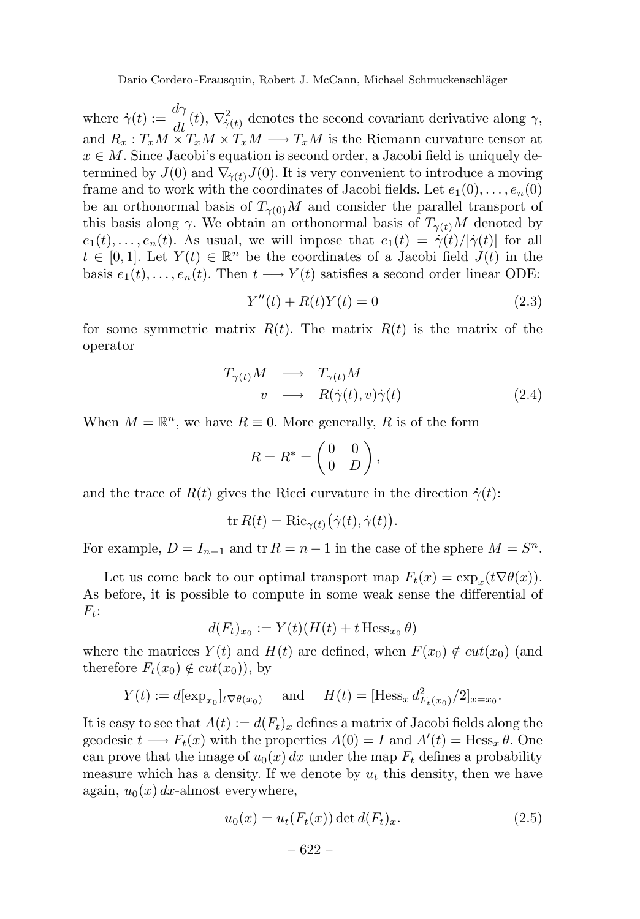where $\dot{\gamma}(t) := \dfrac{d\gamma}{dt}(t)$, $\nabla^2_{\dot{\gamma}(t)}$ denotes the second covariant derivative along $\gamma$, and $R_x : T_xM \times T_xM \times T_xM \longrightarrow T_xM$ is the Riemann curvature tensor at $x \in M$. Since Jacobi's equation is second order, a Jacobi field is uniquely determined by $J(0)$ and $\nabla_{\dot{\gamma}(t)} J(0)$. It is very convenient to introduce a moving frame and to work with the coordinates of Jacobi fields. Let $e_1(0), \dots, e_n(0)$ be an orthonormal basis of $T_{\gamma(0)}M$ and consider the parallel transport of this basis along $\gamma$. We obtain an orthonormal basis of $T_{\gamma(t)}M$ denoted by $e_1(t), \dots, e_n(t)$. As usual, we will impose that $e_1(t) = \dot{\gamma}(t)/|\dot{\gamma}(t)|$ for all $t \in [0,1]$. Let $Y(t) \in \mathbb{R}^n$ be the coordinates of a Jacobi field $J(t)$ in the basis $e_1(t), \dots, e_n(t)$. Then $t \longrightarrow Y(t)$ satisfies a second order linear ODE:

$$Y''(t) + R(t)Y(t) = 0 \tag{2.3}$$

for some symmetric matrix $R(t)$. The matrix $R(t)$ is the matrix of the operator

$$\begin{array}{rcl} T_{\gamma(t)}M & \longrightarrow & T_{\gamma(t)}M \\ v & \longrightarrow & R(\dot{\gamma}(t), v)\dot{\gamma}(t) \end{array} \tag{2.4}$$

When $M = \mathbb{R}^n$, we have $R \equiv 0$. More generally, $R$ is of the form

$$R = R^* = \begin{pmatrix} 0 & 0 \\ 0 & D \end{pmatrix},$$

and the trace of $R(t)$ gives the Ricci curvature in the direction $\dot{\gamma}(t)$:

$$\operatorname{tr} R(t) = \operatorname{Ric}_{\gamma(t)}\big(\dot{\gamma}(t), \dot{\gamma}(t)\big).$$

For example, $D = I_{n-1}$ and $\operatorname{tr} R = n-1$ in the case of the sphere $M = S^n$.

Let us come back to our optimal transport map $F_t(x) = \exp_x(t\nabla\theta(x))$. As before, it is possible to compute in some weak sense the differential of $F_t$:

$$d(F_t)_{x_0} := Y(t)(H(t) + t \operatorname{Hess}_{x_0}\theta)$$

where the matrices $Y(t)$ and $H(t)$ are defined, when $F(x_0) \notin cut(x_0)$ (and therefore $F_t(x_0) \notin cut(x_0)$), by

$$Y(t) := d[\exp_{x_0}]_{t\nabla\theta(x_0)} \quad \text{ and } \quad H(t) = [\operatorname{Hess}_x d^2_{F_t(x_0)}/2]_{x=x_0}.$$

It is easy to see that $A(t) := d(F_t)_x$ defines a matrix of Jacobi fields along the geodesic $t \longrightarrow F_t(x)$ with the properties $A(0) = I$ and $A'(t) = \operatorname{Hess}_x \theta$. One can prove that the image of $u_0(x)\,dx$ under the map $F_t$ defines a probability measure which has a density. If we denote by $u_t$ this density, then we have again, $u_0(x)\,dx$-almost everywhere,

$$u_0(x) = u_t(F_t(x)) \det d(F_t)_x. \tag{2.5}$$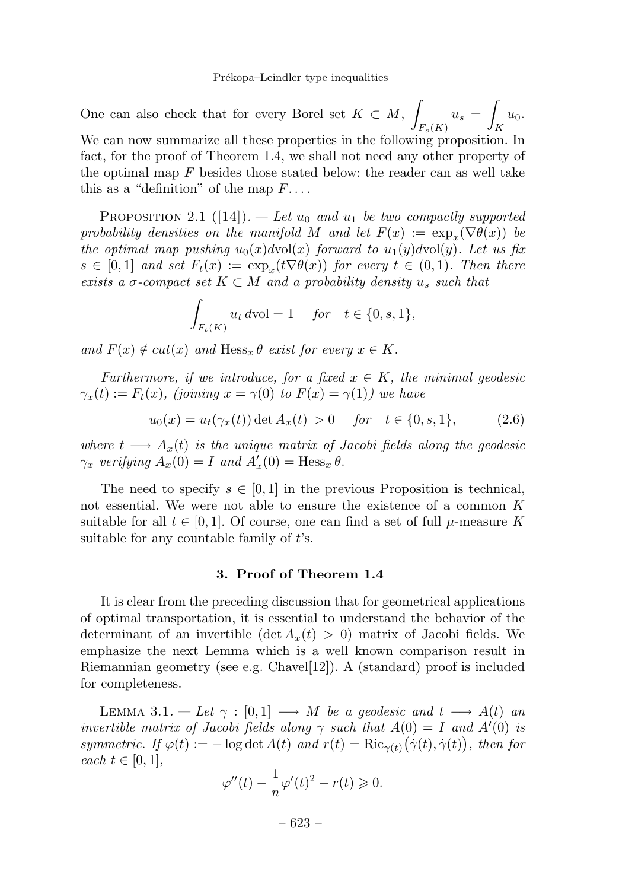One can also check that for every Borel set $K \subset M$, $\displaystyle\int_{F_s(K)} u_s = \int_K u_0$. We can now summarize all these properties in the following proposition. In fact, for the proof of Theorem 1.4, we shall not need any other property of the optimal map $F$ besides those stated below: the reader can as well take this as a "definition" of the map $F$....

PROPOSITION 2.1 ([14]). — *Let $u_0$ and $u_1$ be two compactly supported probability densities on the manifold $M$ and let $F(x) := \exp_x(\nabla\theta(x))$ be the optimal map pushing $u_0(x)\mathrm{dvol}(x)$ forward to $u_1(y)\mathrm{dvol}(y)$. Let us fix $s \in [0,1]$ and set $F_t(x) := \exp_x(t\nabla\theta(x))$ for every $t \in (0,1)$. Then there exists a $\sigma$-compact set $K \subset M$ and a probability density $u_s$ such that*

$$\int_{F_t(K)} u_t \,\mathrm{dvol} = 1 \quad \text{ for } \quad t \in \{0, s, 1\},$$

*and $F(x) \notin cut(x)$ and $\mathrm{Hess}_x\,\theta$ exist for every $x \in K$.*

*Furthermore, if we introduce, for a fixed $x \in K$, the minimal geodesic $\gamma_x(t) := F_t(x)$, (joining $x = \gamma(0)$ to $F(x) = \gamma(1)$) we have*

$$u_0(x) = u_t(\gamma_x(t)) \det A_x(t) > 0 \quad \text{ for } \quad t \in \{0, s, 1\}, \tag{2.6}$$

*where $t \longrightarrow A_x(t)$ is the unique matrix of Jacobi fields along the geodesic $\gamma_x$ verifying $A_x(0) = I$ and $A_x'(0) = \mathrm{Hess}_x\,\theta$.*

The need to specify $s \in [0,1]$ in the previous Proposition is technical, not essential. We were not able to ensure the existence of a common $K$ suitable for all $t \in [0,1]$. Of course, one can find a set of full $\mu$-measure $K$ suitable for any countable family of $t$'s.

## 3. Proof of Theorem 1.4

It is clear from the preceding discussion that for geometrical applications of optimal transportation, it is essential to understand the behavior of the determinant of an invertible ($\det A_x(t) > 0$) matrix of Jacobi fields. We emphasize the next Lemma which is a well known comparison result in Riemannian geometry (see e.g. Chavel[12]). A (standard) proof is included for completeness.

LEMMA 3.1. — *Let $\gamma : [0,1] \longrightarrow M$ be a geodesic and $t \longrightarrow A(t)$ an invertible matrix of Jacobi fields along $\gamma$ such that $A(0) = I$ and $A'(0)$ is symmetric. If $\varphi(t) := -\log\det A(t)$ and $r(t) = \mathrm{Ric}_{\gamma(t)}\big(\dot\gamma(t), \dot\gamma(t)\big)$, then for each $t \in [0,1]$,*

$$\varphi''(t) - \frac{1}{n}\varphi'(t)^2 - r(t) \geqslant 0.$$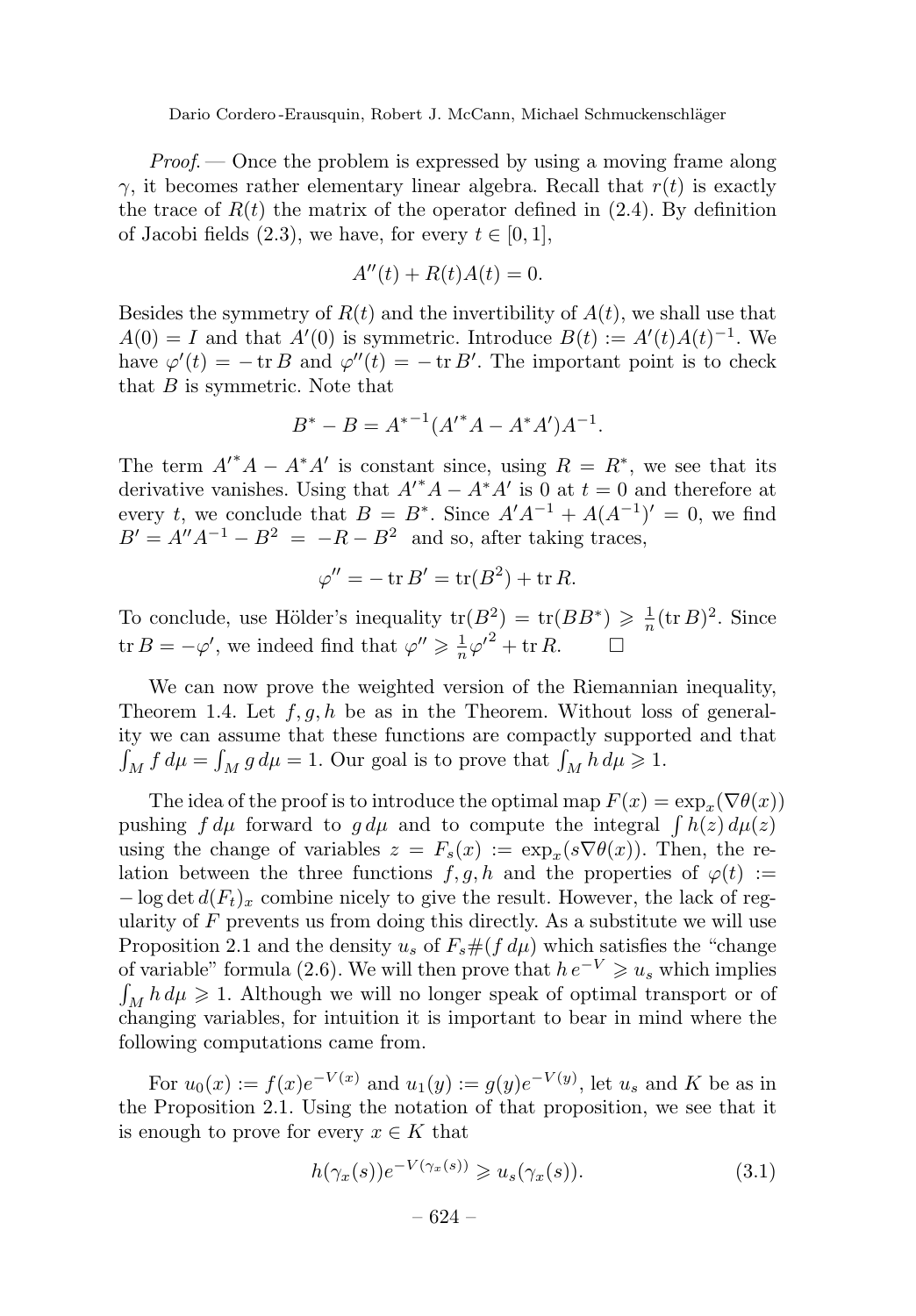*Proof.* — Once the problem is expressed by using a moving frame along $\gamma$, it becomes rather elementary linear algebra. Recall that $r(t)$ is exactly the trace of $R(t)$ the matrix of the operator defined in (2.4). By definition of Jacobi fields (2.3), we have, for every $t \in [0,1]$,

$$A''(t) + R(t)A(t) = 0.$$

Besides the symmetry of $R(t)$ and the invertibility of $A(t)$, we shall use that $A(0) = I$ and that $A'(0)$ is symmetric. Introduce $B(t) := A'(t)A(t)^{-1}$. We have $\varphi'(t) = -\operatorname{tr} B$ and $\varphi''(t) = -\operatorname{tr} B'$. The important point is to check that $B$ is symmetric. Note that

$$B^* - B = {A^*}^{-1}({A'}^* A - A^* A')A^{-1}.$$

The term ${A'}^* A - A^* A'$ is constant since, using $R = R^*$, we see that its derivative vanishes. Using that ${A'}^* A - A^* A'$ is 0 at $t = 0$ and therefore at every $t$, we conclude that $B = B^*$. Since $A'A^{-1} + A(A^{-1})' = 0$, we find $B' = A''A^{-1} - B^2 = -R - B^2$ and so, after taking traces,

$$\varphi'' = -\operatorname{tr} B' = \operatorname{tr}(B^2) + \operatorname{tr} R.$$

To conclude, use Hölder's inequality $\operatorname{tr}(B^2) = \operatorname{tr}(BB^*) \geqslant \frac{1}{n}(\operatorname{tr} B)^2$. Since $\operatorname{tr} B = -\varphi'$, we indeed find that $\varphi'' \geqslant \frac{1}{n}{\varphi'}^2 + \operatorname{tr} R$. $\square$

We can now prove the weighted version of the Riemannian inequality, Theorem 1.4. Let $f, g, h$ be as in the Theorem. Without loss of generality we can assume that these functions are compactly supported and that $\int_M f\, d\mu = \int_M g\, d\mu = 1$. Our goal is to prove that $\int_M h\, d\mu \geqslant 1$.

The idea of the proof is to introduce the optimal map $F(x) = \exp_x(\nabla\theta(x))$ pushing $f\, d\mu$ forward to $g\, d\mu$ and to compute the integral $\int h(z)\, d\mu(z)$ using the change of variables $z = F_s(x) := \exp_x(s\nabla\theta(x))$. Then, the relation between the three functions $f, g, h$ and the properties of $\varphi(t) := -\log\det d(F_t)_x$ combine nicely to give the result. However, the lack of regularity of $F$ prevents us from doing this directly. As a substitute we will use Proposition 2.1 and the density $u_s$ of $F_s\#(f\, d\mu)$ which satisfies the "change of variable" formula (2.6). We will then prove that $h\, e^{-V} \geqslant u_s$ which implies $\int_M h\, d\mu \geqslant 1$. Although we will no longer speak of optimal transport or of changing variables, for intuition it is important to bear in mind where the following computations came from.

For $u_0(x) := f(x)e^{-V(x)}$ and $u_1(y) := g(y)e^{-V(y)}$, let $u_s$ and $K$ be as in the Proposition 2.1. Using the notation of that proposition, we see that it is enough to prove for every $x \in K$ that

$$h(\gamma_x(s))e^{-V(\gamma_x(s))} \geqslant u_s(\gamma_x(s)). \tag{3.1}$$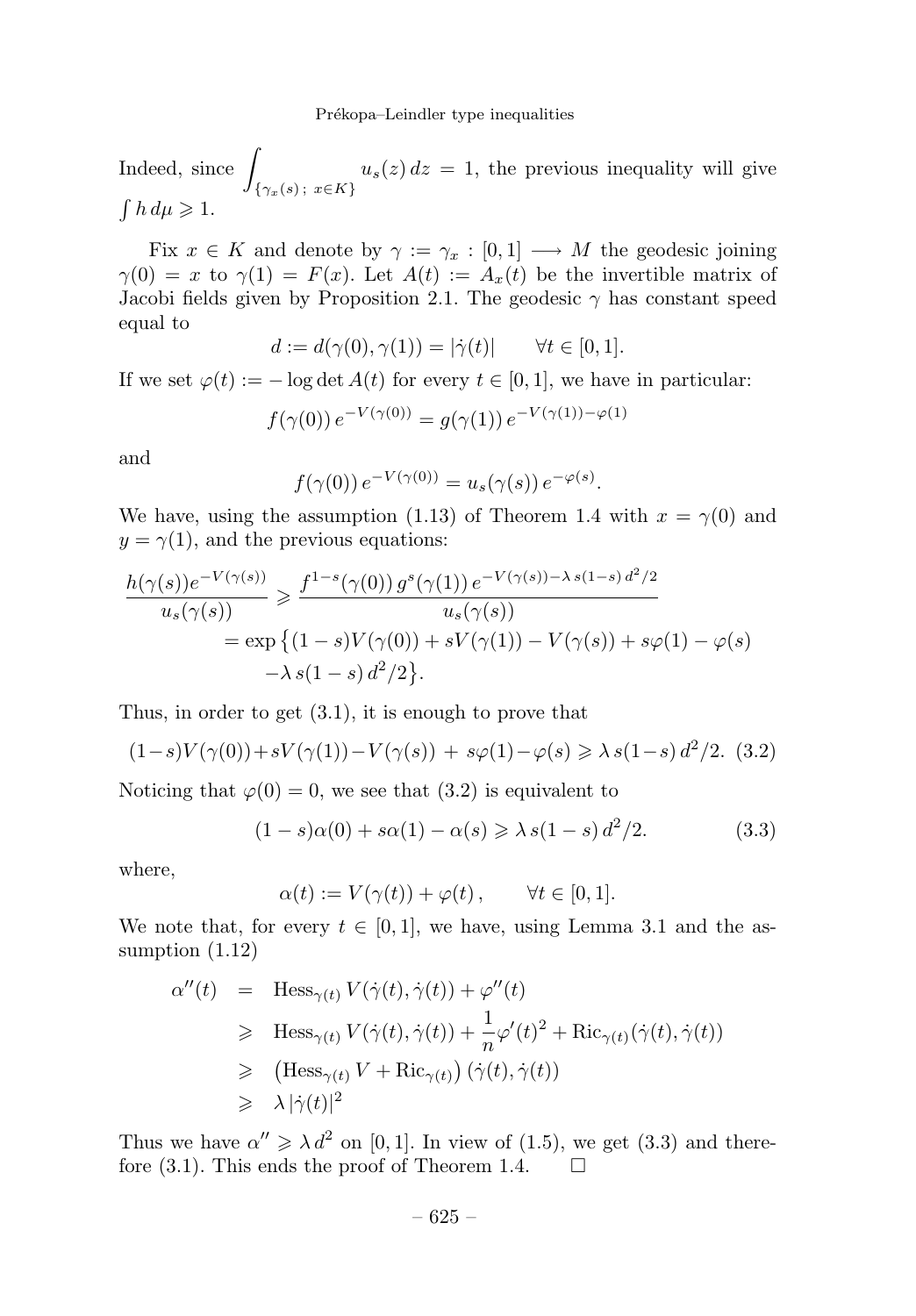Indeed, since $\displaystyle\int_{\{\gamma_x(s)\,;\ x\in K\}} u_s(z)\,dz = 1$, the previous inequality will give $\int h\,d\mu \geqslant 1$.

Fix $x \in K$ and denote by $\gamma := \gamma_x : [0,1] \longrightarrow M$ the geodesic joining $\gamma(0) = x$ to $\gamma(1) = F(x)$. Let $A(t) := A_x(t)$ be the invertible matrix of Jacobi fields given by Proposition 2.1. The geodesic $\gamma$ has constant speed equal to

$$d := d(\gamma(0),\gamma(1)) = |\dot\gamma(t)| \qquad \forall t \in [0,1].$$

If we set $\varphi(t) := -\log\det A(t)$ for every $t \in [0,1]$, we have in particular:

$$f(\gamma(0))\,e^{-V(\gamma(0))} = g(\gamma(1))\,e^{-V(\gamma(1))-\varphi(1)}$$

and

$$f(\gamma(0))\,e^{-V(\gamma(0))} = u_s(\gamma(s))\,e^{-\varphi(s)}.$$

We have, using the assumption (1.13) of Theorem 1.4 with $x = \gamma(0)$ and $y = \gamma(1)$, and the previous equations:

$$\begin{aligned}
\frac{h(\gamma(s))e^{-V(\gamma(s))}}{u_s(\gamma(s))} &\geqslant \frac{f^{1-s}(\gamma(0))\,g^s(\gamma(1))\,e^{-V(\gamma(s))-\lambda\,s(1-s)\,d^2/2}}{u_s(\gamma(s))}\\
&= \exp\big\{(1-s)V(\gamma(0)) + sV(\gamma(1)) - V(\gamma(s)) + s\varphi(1) - \varphi(s)\\
&\qquad -\lambda\,s(1-s)\,d^2/2\big\}.
\end{aligned}$$

Thus, in order to get (3.1), it is enough to prove that

$$(1-s)V(\gamma(0))+sV(\gamma(1))-V(\gamma(s)) \,+\, s\varphi(1)-\varphi(s) \geqslant \lambda\,s(1-s)\,d^2/2. \quad (3.2)$$

Noticing that $\varphi(0) = 0$, we see that (3.2) is equivalent to

$$(1-s)\alpha(0) + s\alpha(1) - \alpha(s) \geqslant \lambda\,s(1-s)\,d^2/2. \qquad (3.3)$$

where,

$$\alpha(t) := V(\gamma(t)) + \varphi(t)\,, \qquad \forall t \in [0,1].$$

We note that, for every $t \in [0,1]$, we have, using Lemma 3.1 and the assumption (1.12)

$$\begin{aligned}
\alpha''(t) &= \operatorname{Hess}_{\gamma(t)} V(\dot\gamma(t),\dot\gamma(t)) + \varphi''(t)\\
&\geqslant \operatorname{Hess}_{\gamma(t)} V(\dot\gamma(t),\dot\gamma(t)) + \frac{1}{n}\varphi'(t)^2 + \operatorname{Ric}_{\gamma(t)}(\dot\gamma(t),\dot\gamma(t))\\
&\geqslant \left(\operatorname{Hess}_{\gamma(t)} V + \operatorname{Ric}_{\gamma(t)}\right)(\dot\gamma(t),\dot\gamma(t))\\
&\geqslant \lambda\,|\dot\gamma(t)|^2
\end{aligned}$$

Thus we have $\alpha'' \geqslant \lambda\,d^2$ on $[0,1]$. In view of (1.5), we get (3.3) and therefore (3.1). This ends the proof of Theorem 1.4. $\square$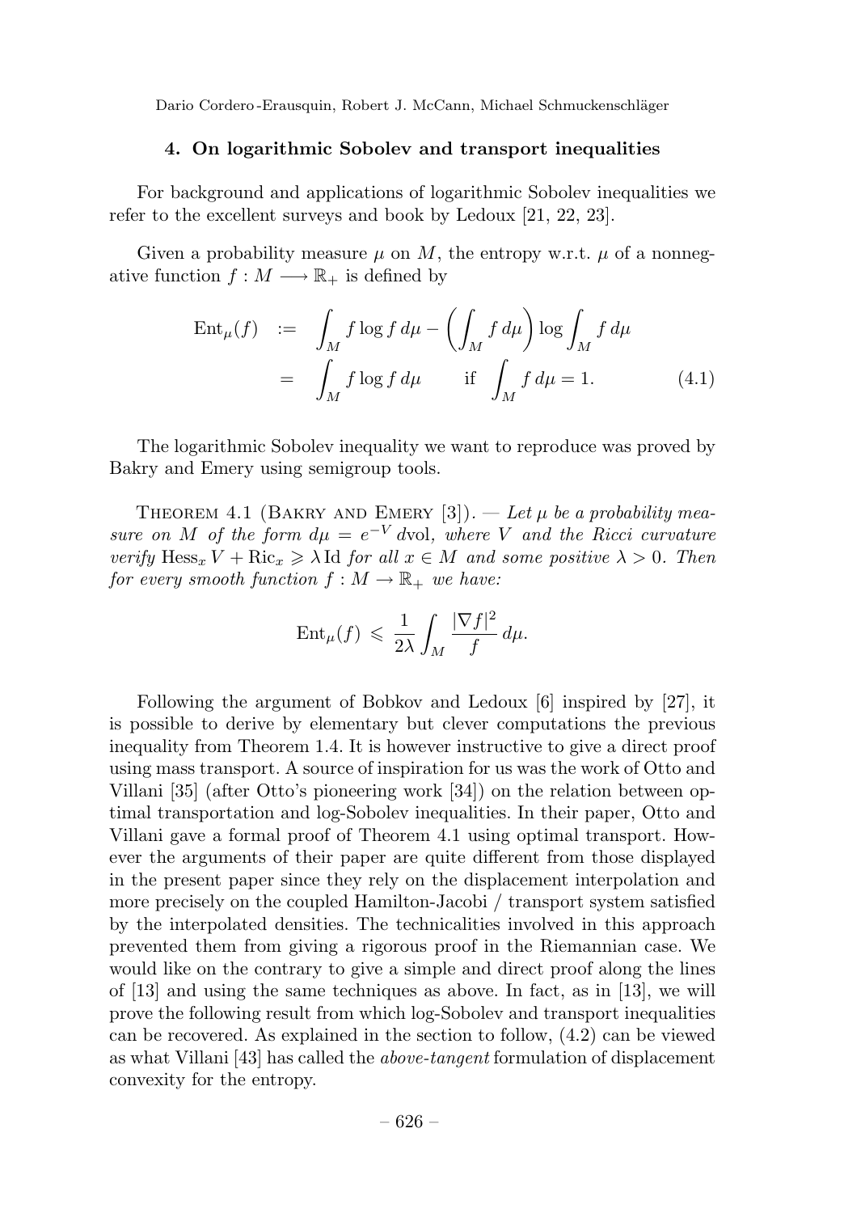## 4. On logarithmic Sobolev and transport inequalities

For background and applications of logarithmic Sobolev inequalities we refer to the excellent surveys and book by Ledoux [21, 22, 23].

Given a probability measure $\mu$ on $M$, the entropy w.r.t. $\mu$ of a nonnegative function $f : M \longrightarrow \mathbb{R}_+$ is defined by

$$\begin{aligned}
\mathrm{Ent}_\mu(f) &:= \int_M f \log f \, d\mu - \left( \int_M f \, d\mu \right) \log \int_M f \, d\mu \\
&= \int_M f \log f \, d\mu \qquad \text{if} \quad \int_M f \, d\mu = 1. \qquad (4.1)
\end{aligned}$$

The logarithmic Sobolev inequality we want to reproduce was proved by Bakry and Emery using semigroup tools.

Theorem 4.1 (Bakry and Emery [3]). — *Let $\mu$ be a probability measure on $M$ of the form $d\mu = e^{-V}\,\mathrm{dvol}$, where $V$ and the Ricci curvature verify $\mathrm{Hess}_x V + \mathrm{Ric}_x \geqslant \lambda \,\mathrm{Id}$ for all $x \in M$ and some positive $\lambda > 0$. Then for every smooth function $f : M \to \mathbb{R}_+$ we have:*

$$\mathrm{Ent}_\mu(f) \leqslant \frac{1}{2\lambda} \int_M \frac{|\nabla f|^2}{f} \, d\mu.$$

Following the argument of Bobkov and Ledoux [6] inspired by [27], it is possible to derive by elementary but clever computations the previous inequality from Theorem 1.4. It is however instructive to give a direct proof using mass transport. A source of inspiration for us was the work of Otto and Villani [35] (after Otto's pioneering work [34]) on the relation between optimal transportation and log-Sobolev inequalities. In their paper, Otto and Villani gave a formal proof of Theorem 4.1 using optimal transport. However the arguments of their paper are quite different from those displayed in the present paper since they rely on the displacement interpolation and more precisely on the coupled Hamilton-Jacobi / transport system satisfied by the interpolated densities. The technicalities involved in this approach prevented them from giving a rigorous proof in the Riemannian case. We would like on the contrary to give a simple and direct proof along the lines of [13] and using the same techniques as above. In fact, as in [13], we will prove the following result from which log-Sobolev and transport inequalities can be recovered. As explained in the section to follow, (4.2) can be viewed as what Villani [43] has called the *above-tangent* formulation of displacement convexity for the entropy.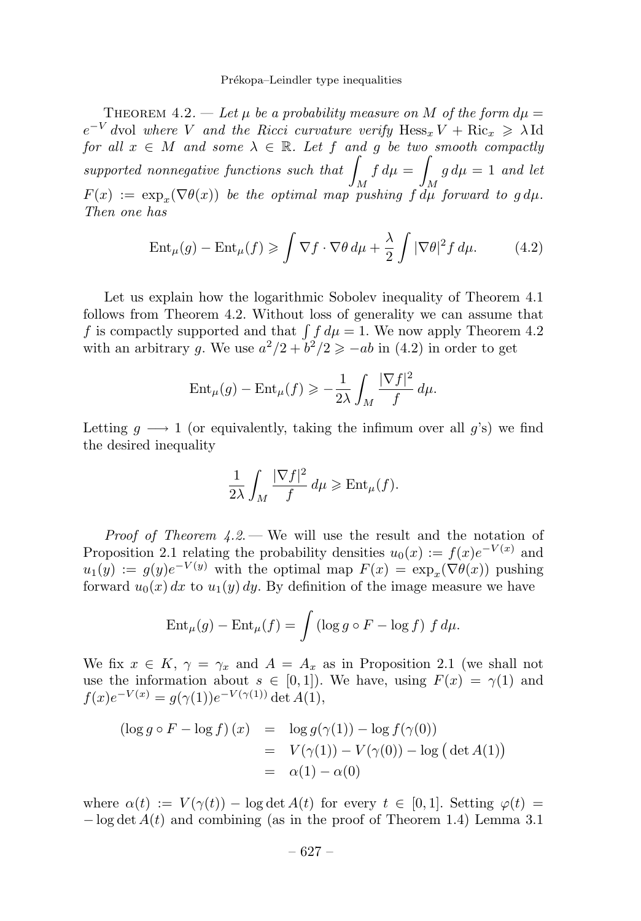THEOREM 4.2. — *Let $\mu$ be a probability measure on $M$ of the form $d\mu = e^{-V}\,\mathrm{dvol}$ where $V$ and the Ricci curvature verify $\mathrm{Hess}_x V + \mathrm{Ric}_x \geqslant \lambda \,\mathrm{Id}$ for all $x \in M$ and some $\lambda \in \mathbb{R}$. Let $f$ and $g$ be two smooth compactly supported nonnegative functions such that $\displaystyle\int_M f\,d\mu = \int_M g\,d\mu = 1$ and let $F(x) := \exp_x(\nabla\theta(x))$ be the optimal map pushing $f\,d\mu$ forward to $g\,d\mu$. Then one has*

$$\mathrm{Ent}_\mu(g) - \mathrm{Ent}_\mu(f) \geqslant \int \nabla f \cdot \nabla\theta \, d\mu + \frac{\lambda}{2}\int |\nabla\theta|^2 f\,d\mu. \tag{4.2}$$

Let us explain how the logarithmic Sobolev inequality of Theorem 4.1 follows from Theorem 4.2. Without loss of generality we can assume that $f$ is compactly supported and that $\int f\,d\mu = 1$. We now apply Theorem 4.2 with an arbitrary $g$. We use $a^2/2 + b^2/2 \geqslant -ab$ in (4.2) in order to get

$$\mathrm{Ent}_\mu(g) - \mathrm{Ent}_\mu(f) \geqslant -\frac{1}{2\lambda}\int_M \frac{|\nabla f|^2}{f}\,d\mu.$$

Letting $g \longrightarrow 1$ (or equivalently, taking the infimum over all $g$'s) we find the desired inequality

$$\frac{1}{2\lambda}\int_M \frac{|\nabla f|^2}{f}\,d\mu \geqslant \mathrm{Ent}_\mu(f).$$

*Proof of Theorem 4.2.* — We will use the result and the notation of Proposition 2.1 relating the probability densities $u_0(x) := f(x)e^{-V(x)}$ and $u_1(y) := g(y)e^{-V(y)}$ with the optimal map $F(x) = \exp_x(\nabla\theta(x))$ pushing forward $u_0(x)\,dx$ to $u_1(y)\,dy$. By definition of the image measure we have

$$\mathrm{Ent}_\mu(g) - \mathrm{Ent}_\mu(f) = \int \left(\log g \circ F - \log f\right)\, f\,d\mu.$$

We fix $x \in K$, $\gamma = \gamma_x$ and $A = A_x$ as in Proposition 2.1 (we shall not use the information about $s \in [0,1]$). We have, using $F(x) = \gamma(1)$ and $f(x)e^{-V(x)} = g(\gamma(1))e^{-V(\gamma(1))}\det A(1)$,

$$\begin{aligned}
\left(\log g \circ F - \log f\right)(x) &= \log g(\gamma(1)) - \log f(\gamma(0)) \\
&= V(\gamma(1)) - V(\gamma(0)) - \log\big(\det A(1)\big) \\
&= \alpha(1) - \alpha(0)
\end{aligned}$$

where $\alpha(t) := V(\gamma(t)) - \log\det A(t)$ for every $t \in [0,1]$. Setting $\varphi(t) = -\log\det A(t)$ and combining (as in the proof of Theorem 1.4) Lemma 3.1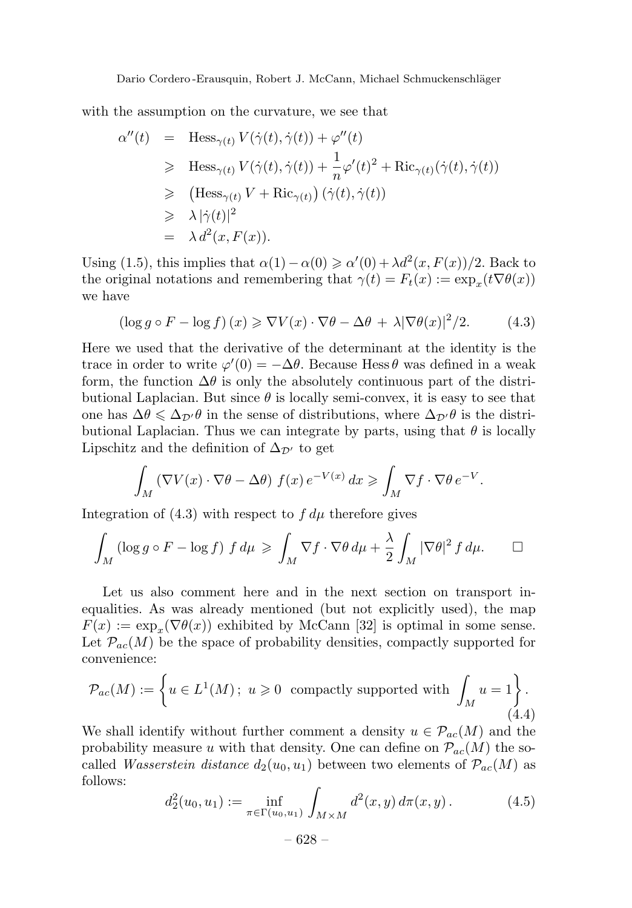with the assumption on the curvature, we see that

$$
\begin{aligned}
\alpha''(t) &= \operatorname{Hess}_{\gamma(t)} V(\dot\gamma(t),\dot\gamma(t)) + \varphi''(t) \\
&\geqslant \operatorname{Hess}_{\gamma(t)} V(\dot\gamma(t),\dot\gamma(t)) + \frac{1}{n}\varphi'(t)^2 + \operatorname{Ric}_{\gamma(t)}(\dot\gamma(t),\dot\gamma(t)) \\
&\geqslant \left(\operatorname{Hess}_{\gamma(t)} V + \operatorname{Ric}_{\gamma(t)}\right)(\dot\gamma(t),\dot\gamma(t)) \\
&\geqslant \lambda\,|\dot\gamma(t)|^2 \\
&= \lambda\, d^2(x,F(x)).
\end{aligned}
$$

Using (1.5), this implies that $\alpha(1)-\alpha(0) \geqslant \alpha'(0) + \lambda d^2(x,F(x))/2$. Back to the original notations and remembering that $\gamma(t) = F_t(x) := \exp_x(t\nabla\theta(x))$ we have

$$
\left(\log g\circ F - \log f\right)(x) \geqslant \nabla V(x)\cdot\nabla\theta - \Delta\theta \;+\; \lambda|\nabla\theta(x)|^2/2. \tag{4.3}
$$

Here we used that the derivative of the determinant at the identity is the trace in order to write $\varphi'(0) = -\Delta\theta$. Because $\operatorname{Hess}\theta$ was defined in a weak form, the function $\Delta\theta$ is only the absolutely continuous part of the distributional Laplacian. But since $\theta$ is locally semi-convex, it is easy to see that one has $\Delta\theta \leqslant \Delta_{\mathcal{D}'}\theta$ in the sense of distributions, where $\Delta_{\mathcal{D}'}\theta$ is the distributional Laplacian. Thus we can integrate by parts, using that $\theta$ is locally Lipschitz and the definition of $\Delta_{\mathcal{D}'}$ to get

$$
\int_M \left(\nabla V(x)\cdot\nabla\theta - \Delta\theta\right)\, f(x)\, e^{-V(x)}\,dx \geqslant \int_M \nabla f\cdot\nabla\theta\, e^{-V}.
$$

Integration of (4.3) with respect to $f\,d\mu$ therefore gives

$$
\int_M \left(\log g\circ F - \log f\right)\, f\,d\mu \;\geqslant\; \int_M \nabla f\cdot\nabla\theta\,d\mu + \frac{\lambda}{2}\int_M |\nabla\theta|^2\, f\,d\mu. \qquad \square
$$

Let us also comment here and in the next section on transport inequalities. As was already mentioned (but not explicitly used), the map $F(x) := \exp_x(\nabla\theta(x))$ exhibited by McCann [32] is optimal in some sense. Let $\mathcal{P}_{ac}(M)$ be the space of probability densities, compactly supported for convenience:

$$
\mathcal{P}_{ac}(M) := \left\{ u\in L^1(M)\,;\; u\geqslant 0 \;\text{ compactly supported with }\; \int_M u = 1 \right\}. \tag{4.4}
$$

We shall identify without further comment a density $u\in\mathcal{P}_{ac}(M)$ and the probability measure $u$ with that density. One can define on $\mathcal{P}_{ac}(M)$ the so-called *Wasserstein distance* $d_2(u_0,u_1)$ between two elements of $\mathcal{P}_{ac}(M)$ as follows:

$$
d_2^2(u_0,u_1) := \inf_{\pi\in\Gamma(u_0,u_1)} \int_{M\times M} d^2(x,y)\,d\pi(x,y)\,. \tag{4.5}
$$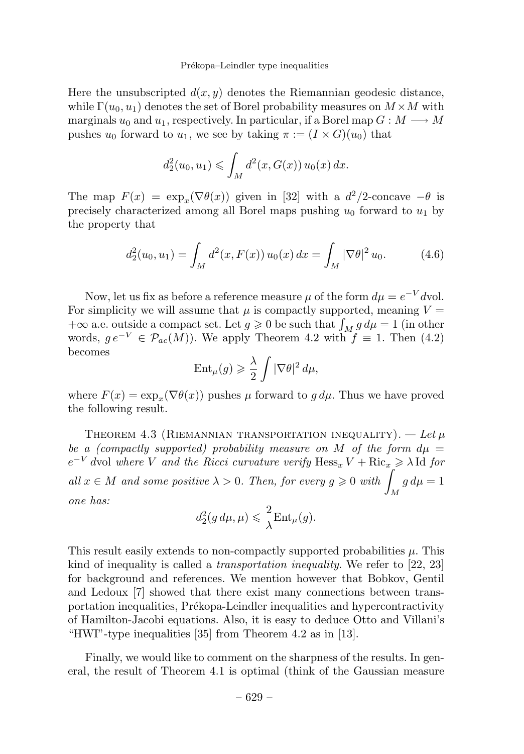Here the unsubscripted $d(x, y)$ denotes the Riemannian geodesic distance, while $\Gamma(u_0, u_1)$ denotes the set of Borel probability measures on $M \times M$ with marginals $u_0$ and $u_1$, respectively. In particular, if a Borel map $G : M \longrightarrow M$ pushes $u_0$ forward to $u_1$, we see by taking $\pi := (I \times G)(u_0)$ that

$$d_2^2(u_0, u_1) \leqslant \int_M d^2(x, G(x))\, u_0(x)\, dx.$$

The map $F(x) = \exp_x(\nabla\theta(x))$ given in [32] with a $d^2/2$-concave $-\theta$ is precisely characterized among all Borel maps pushing $u_0$ forward to $u_1$ by the property that

$$d_2^2(u_0, u_1) = \int_M d^2(x, F(x))\, u_0(x)\, dx = \int_M |\nabla\theta|^2\, u_0. \tag{4.6}$$

Now, let us fix as before a reference measure $\mu$ of the form $d\mu = e^{-V} d\mathrm{vol}$. For simplicity we will assume that $\mu$ is compactly supported, meaning $V = +\infty$ a.e. outside a compact set. Let $g \geqslant 0$ be such that $\int_M g\, d\mu = 1$ (in other words, $g\, e^{-V} \in \mathcal{P}_{ac}(M)$). We apply Theorem 4.2 with $f \equiv 1$. Then (4.2) becomes

$$\mathrm{Ent}_\mu(g) \geqslant \frac{\lambda}{2} \int |\nabla\theta|^2\, d\mu,$$

where $F(x) = \exp_x(\nabla\theta(x))$ pushes $\mu$ forward to $g\, d\mu$. Thus we have proved the following result.

Theorem 4.3 (Riemannian transportation inequality). — *Let $\mu$ be a (compactly supported) probability measure on $M$ of the form $d\mu = e^{-V}\,\mathrm{dvol}$ where $V$ and the Ricci curvature verify $\mathrm{Hess}_x V + \mathrm{Ric}_x \geqslant \lambda\,\mathrm{Id}$ for all $x \in M$ and some positive $\lambda > 0$. Then, for every $g \geqslant 0$ with $\displaystyle\int_M g\, d\mu = 1$ one has:*

$$d_2^2(g\, d\mu, \mu) \leqslant \frac{2}{\lambda} \mathrm{Ent}_\mu(g).$$

This result easily extends to non-compactly supported probabilities $\mu$. This kind of inequality is called a *transportation inequality*. We refer to [22, 23] for background and references. We mention however that Bobkov, Gentil and Ledoux [7] showed that there exist many connections between transportation inequalities, Prékopa-Leindler inequalities and hypercontractivity of Hamilton-Jacobi equations. Also, it is easy to deduce Otto and Villani's "HWI"-type inequalities [35] from Theorem 4.2 as in [13].

Finally, we would like to comment on the sharpness of the results. In general, the result of Theorem 4.1 is optimal (think of the Gaussian measure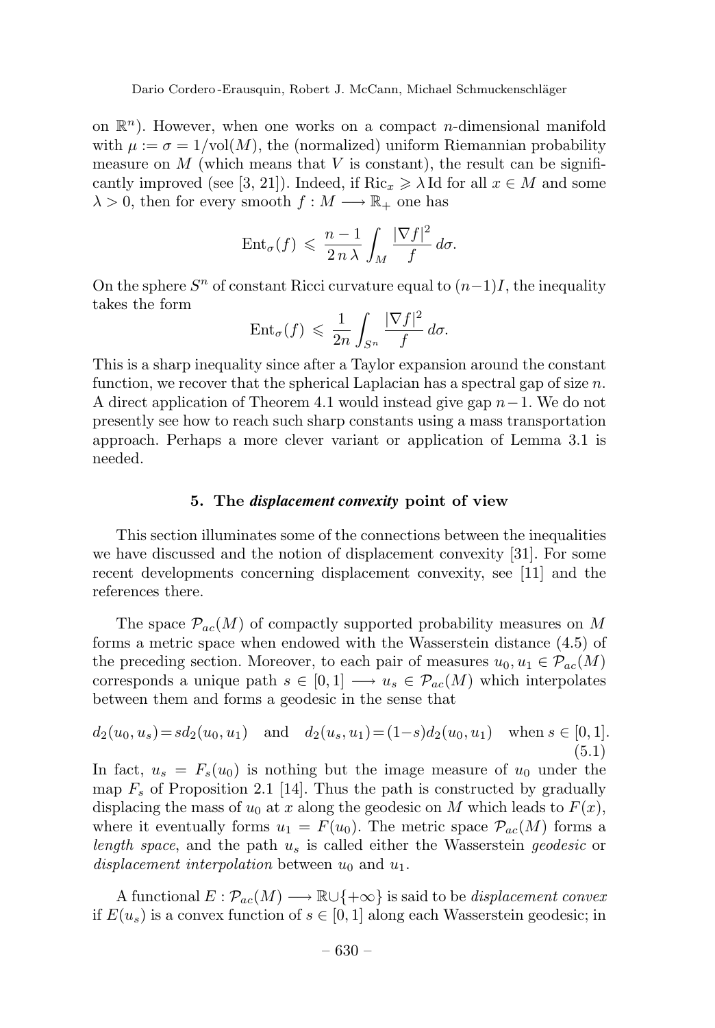on $\mathbb{R}^n$). However, when one works on a compact $n$-dimensional manifold with $\mu := \sigma = 1/\mathrm{vol}(M)$, the (normalized) uniform Riemannian probability measure on $M$ (which means that $V$ is constant), the result can be significantly improved (see [3, 21]). Indeed, if $\mathrm{Ric}_x \geqslant \lambda \,\mathrm{Id}$ for all $x \in M$ and some $\lambda > 0$, then for every smooth $f : M \longrightarrow \mathbb{R}_+$ one has

$$\mathrm{Ent}_\sigma(f) \leqslant \frac{n-1}{2\,n\,\lambda} \int_M \frac{|\nabla f|^2}{f}\, d\sigma.$$

On the sphere $S^n$ of constant Ricci curvature equal to $(n-1)I$, the inequality takes the form

$$\mathrm{Ent}_\sigma(f) \leqslant \frac{1}{2n} \int_{S^n} \frac{|\nabla f|^2}{f}\, d\sigma.$$

This is a sharp inequality since after a Taylor expansion around the constant function, we recover that the spherical Laplacian has a spectral gap of size $n$. A direct application of Theorem 4.1 would instead give gap $n-1$. We do not presently see how to reach such sharp constants using a mass transportation approach. Perhaps a more clever variant or application of Lemma 3.1 is needed.

## 5. The *displacement convexity* point of view

This section illuminates some of the connections between the inequalities we have discussed and the notion of displacement convexity [31]. For some recent developments concerning displacement convexity, see [11] and the references there.

The space $\mathcal{P}_{ac}(M)$ of compactly supported probability measures on $M$ forms a metric space when endowed with the Wasserstein distance (4.5) of the preceding section. Moreover, to each pair of measures $u_0, u_1 \in \mathcal{P}_{ac}(M)$ corresponds a unique path $s \in [0,1] \longrightarrow u_s \in \mathcal{P}_{ac}(M)$ which interpolates between them and forms a geodesic in the sense that

$$d_2(u_0, u_s) = s d_2(u_0, u_1) \quad \text{and} \quad d_2(u_s, u_1) = (1-s) d_2(u_0, u_1) \quad \text{when } s \in [0,1]. \tag{5.1}$$

In fact, $u_s = F_s(u_0)$ is nothing but the image measure of $u_0$ under the map $F_s$ of Proposition 2.1 [14]. Thus the path is constructed by gradually displacing the mass of $u_0$ at $x$ along the geodesic on $M$ which leads to $F(x)$, where it eventually forms $u_1 = F(u_0)$. The metric space $\mathcal{P}_{ac}(M)$ forms a *length space*, and the path $u_s$ is called either the Wasserstein *geodesic* or *displacement interpolation* between $u_0$ and $u_1$.

A functional $E : \mathcal{P}_{ac}(M) \longrightarrow \mathbb{R} \cup \{+\infty\}$ is said to be *displacement convex* if $E(u_s)$ is a convex function of $s \in [0,1]$ along each Wasserstein geodesic; in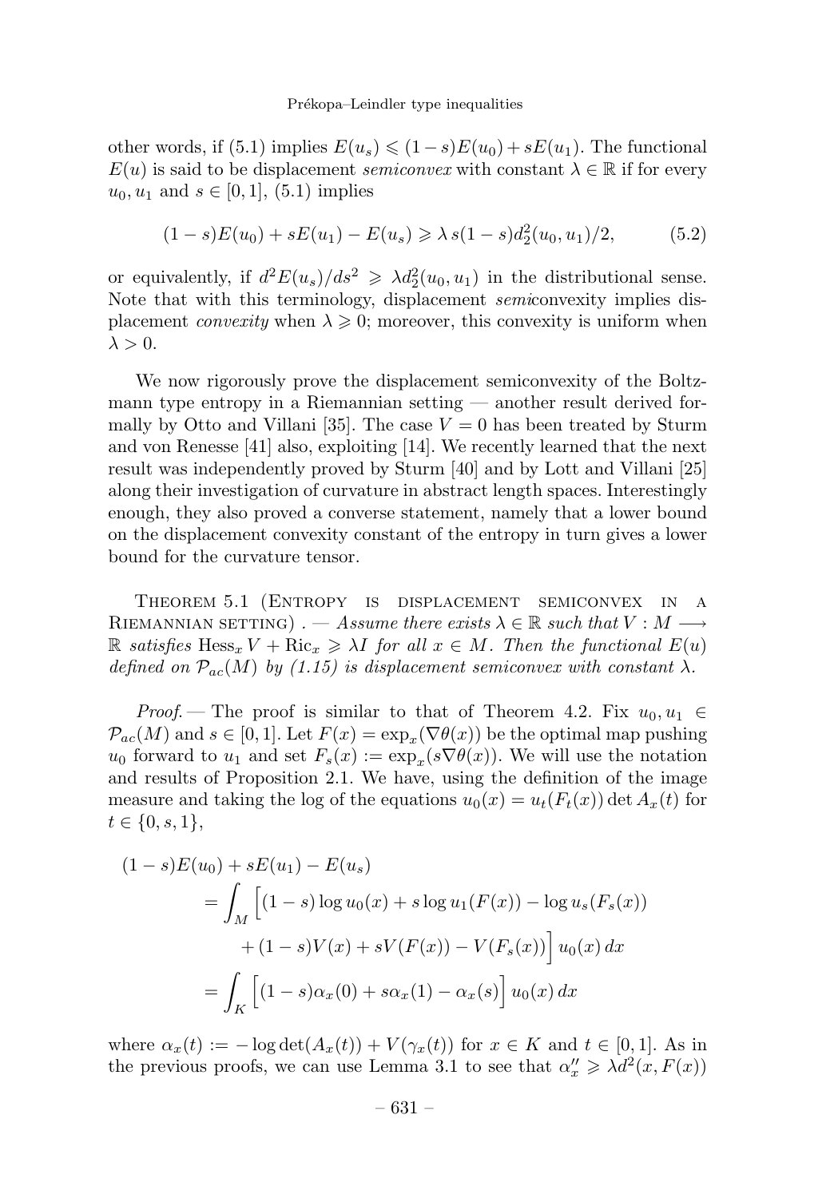other words, if (5.1) implies $E(u_s) \leqslant (1-s)E(u_0) + sE(u_1)$. The functional $E(u)$ is said to be displacement *semiconvex* with constant $\lambda \in \mathbb{R}$ if for every $u_0, u_1$ and $s \in [0,1]$, (5.1) implies

$$(1-s)E(u_0) + sE(u_1) - E(u_s) \geqslant \lambda\, s(1-s)d_2^2(u_0,u_1)/2, \tag{5.2}$$

or equivalently, if $d^2E(u_s)/ds^2 \geqslant \lambda d_2^2(u_0,u_1)$ in the distributional sense. Note that with this terminology, displacement *semi*convexity implies displacement *convexity* when $\lambda \geqslant 0$; moreover, this convexity is uniform when $\lambda > 0$.

We now rigorously prove the displacement semiconvexity of the Boltzmann type entropy in a Riemannian setting — another result derived formally by Otto and Villani [35]. The case $V = 0$ has been treated by Sturm and von Renesse [41] also, exploiting [14]. We recently learned that the next result was independently proved by Sturm [40] and by Lott and Villani [25] along their investigation of curvature in abstract length spaces. Interestingly enough, they also proved a converse statement, namely that a lower bound on the displacement convexity constant of the entropy in turn gives a lower bound for the curvature tensor.

Theorem 5.1 (Entropy is displacement semiconvex in a Riemannian setting) . — *Assume there exists $\lambda \in \mathbb{R}$ such that $V : M \longrightarrow \mathbb{R}$ satisfies $\mathrm{Hess}_x V + \mathrm{Ric}_x \geqslant \lambda I$ for all $x \in M$. Then the functional $E(u)$ defined on $\mathcal{P}_{ac}(M)$ by (1.15) is displacement semiconvex with constant $\lambda$.*

*Proof.* — The proof is similar to that of Theorem 4.2. Fix $u_0, u_1 \in \mathcal{P}_{ac}(M)$ and $s \in [0,1]$. Let $F(x) = \exp_x(\nabla\theta(x))$ be the optimal map pushing $u_0$ forward to $u_1$ and set $F_s(x) := \exp_x(s\nabla\theta(x))$. We will use the notation and results of Proposition 2.1. We have, using the definition of the image measure and taking the log of the equations $u_0(x) = u_t(F_t(x)) \det A_x(t)$ for $t \in \{0, s, 1\}$,

$$\begin{aligned}
(1-s)&E(u_0) + sE(u_1) - E(u_s) \\
&= \int_M \Big[(1-s)\log u_0(x) + s\log u_1(F(x)) - \log u_s(F_s(x)) \\
&\qquad + (1-s)V(x) + sV(F(x)) - V(F_s(x))\Big]\, u_0(x)\, dx \\
&= \int_K \Big[(1-s)\alpha_x(0) + s\alpha_x(1) - \alpha_x(s)\Big]\, u_0(x)\, dx
\end{aligned}$$

where $\alpha_x(t) := -\log\det(A_x(t)) + V(\gamma_x(t))$ for $x \in K$ and $t \in [0,1]$. As in the previous proofs, we can use Lemma 3.1 to see that $\alpha_x'' \geqslant \lambda d^2(x, F(x))$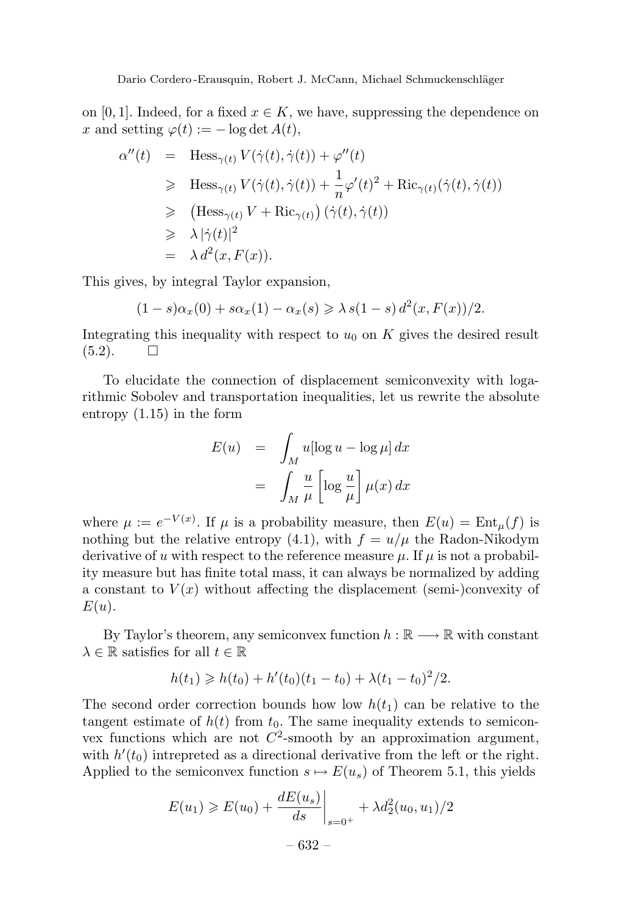on $[0,1]$. Indeed, for a fixed $x \in K$, we have, suppressing the dependence on $x$ and setting $\varphi(t) := -\log \det A(t)$,

$$
\begin{aligned}
\alpha''(t) &= \operatorname{Hess}_{\gamma(t)} V(\dot\gamma(t), \dot\gamma(t)) + \varphi''(t) \\
&\geqslant \operatorname{Hess}_{\gamma(t)} V(\dot\gamma(t), \dot\gamma(t)) + \frac{1}{n}\varphi'(t)^2 + \operatorname{Ric}_{\gamma(t)}(\dot\gamma(t), \dot\gamma(t)) \\
&\geqslant \left(\operatorname{Hess}_{\gamma(t)} V + \operatorname{Ric}_{\gamma(t)}\right)(\dot\gamma(t), \dot\gamma(t)) \\
&\geqslant \lambda\, |\dot\gamma(t)|^2 \\
&= \lambda\, d^2(x, F(x)).
\end{aligned}
$$

This gives, by integral Taylor expansion,

$$
(1-s)\alpha_x(0) + s\alpha_x(1) - \alpha_x(s) \geqslant \lambda\, s(1-s)\, d^2(x, F(x))/2.
$$

Integrating this inequality with respect to $u_0$ on $K$ gives the desired result (5.2). $\square$

To elucidate the connection of displacement semiconvexity with logarithmic Sobolev and transportation inequalities, let us rewrite the absolute entropy (1.15) in the form

$$
\begin{aligned}
E(u) &= \int_M u[\log u - \log \mu]\, dx \\
&= \int_M \frac{u}{\mu}\left[\log \frac{u}{\mu}\right] \mu(x)\, dx
\end{aligned}
$$

where $\mu := e^{-V(x)}$. If $\mu$ is a probability measure, then $E(u) = \operatorname{Ent}_\mu(f)$ is nothing but the relative entropy (4.1), with $f = u/\mu$ the Radon-Nikodym derivative of $u$ with respect to the reference measure $\mu$. If $\mu$ is not a probability measure but has finite total mass, it can always be normalized by adding a constant to $V(x)$ without affecting the displacement (semi-)convexity of $E(u)$.

By Taylor's theorem, any semiconvex function $h : \mathbb{R} \longrightarrow \mathbb{R}$ with constant $\lambda \in \mathbb{R}$ satisfies for all $t \in \mathbb{R}$

$$
h(t_1) \geqslant h(t_0) + h'(t_0)(t_1 - t_0) + \lambda(t_1 - t_0)^2/2.
$$

The second order correction bounds how low $h(t_1)$ can be relative to the tangent estimate of $h(t)$ from $t_0$. The same inequality extends to semiconvex functions which are not $C^2$-smooth by an approximation argument, with $h'(t_0)$ intrepreted as a directional derivative from the left or the right. Applied to the semiconvex function $s \mapsto E(u_s)$ of Theorem 5.1, this yields

$$
E(u_1) \geqslant E(u_0) + \left.\frac{dE(u_s)}{ds}\right|_{s=0^+} + \lambda d_2^2(u_0, u_1)/2
$$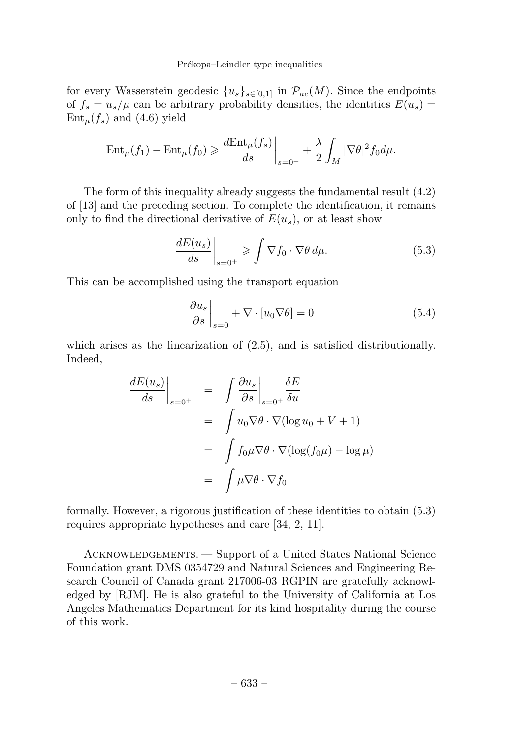for every Wasserstein geodesic $\{u_s\}_{s\in[0,1]}$ in $\mathcal{P}_{ac}(M)$. Since the endpoints of $f_s = u_s/\mu$ can be arbitrary probability densities, the identities $E(u_s) = \mathrm{Ent}_\mu(f_s)$ and (4.6) yield

$$\mathrm{Ent}_\mu(f_1) - \mathrm{Ent}_\mu(f_0) \geqslant \left.\frac{d\mathrm{Ent}_\mu(f_s)}{ds}\right|_{s=0^+} + \frac{\lambda}{2}\int_M |\nabla\theta|^2 f_0 d\mu.$$

The form of this inequality already suggests the fundamental result (4.2) of [13] and the preceding section. To complete the identification, it remains only to find the directional derivative of $E(u_s)$, or at least show

$$\left.\frac{dE(u_s)}{ds}\right|_{s=0^+} \geqslant \int \nabla f_0 \cdot \nabla\theta \, d\mu. \tag{5.3}$$

This can be accomplished using the transport equation

$$\left.\frac{\partial u_s}{\partial s}\right|_{s=0} + \nabla\cdot[u_0\nabla\theta] = 0 \tag{5.4}$$

which arises as the linearization of (2.5), and is satisfied distributionally. Indeed,

$$\begin{aligned}
\left.\frac{dE(u_s)}{ds}\right|_{s=0^+} &= \int \left.\frac{\partial u_s}{\partial s}\right|_{s=0^+} \frac{\delta E}{\delta u} \\
&= \int u_0 \nabla\theta\cdot\nabla(\log u_0 + V + 1) \\
&= \int f_0\mu\nabla\theta\cdot\nabla(\log(f_0\mu) - \log\mu) \\
&= \int \mu\nabla\theta\cdot\nabla f_0
\end{aligned}$$

formally. However, a rigorous justification of these identities to obtain (5.3) requires appropriate hypotheses and care [34, 2, 11].

Acknowledgements. — Support of a United States National Science Foundation grant DMS 0354729 and Natural Sciences and Engineering Research Council of Canada grant 217006-03 RGPIN are gratefully acknowledged by [RJM]. He is also grateful to the University of California at Los Angeles Mathematics Department for its kind hospitality during the course of this work.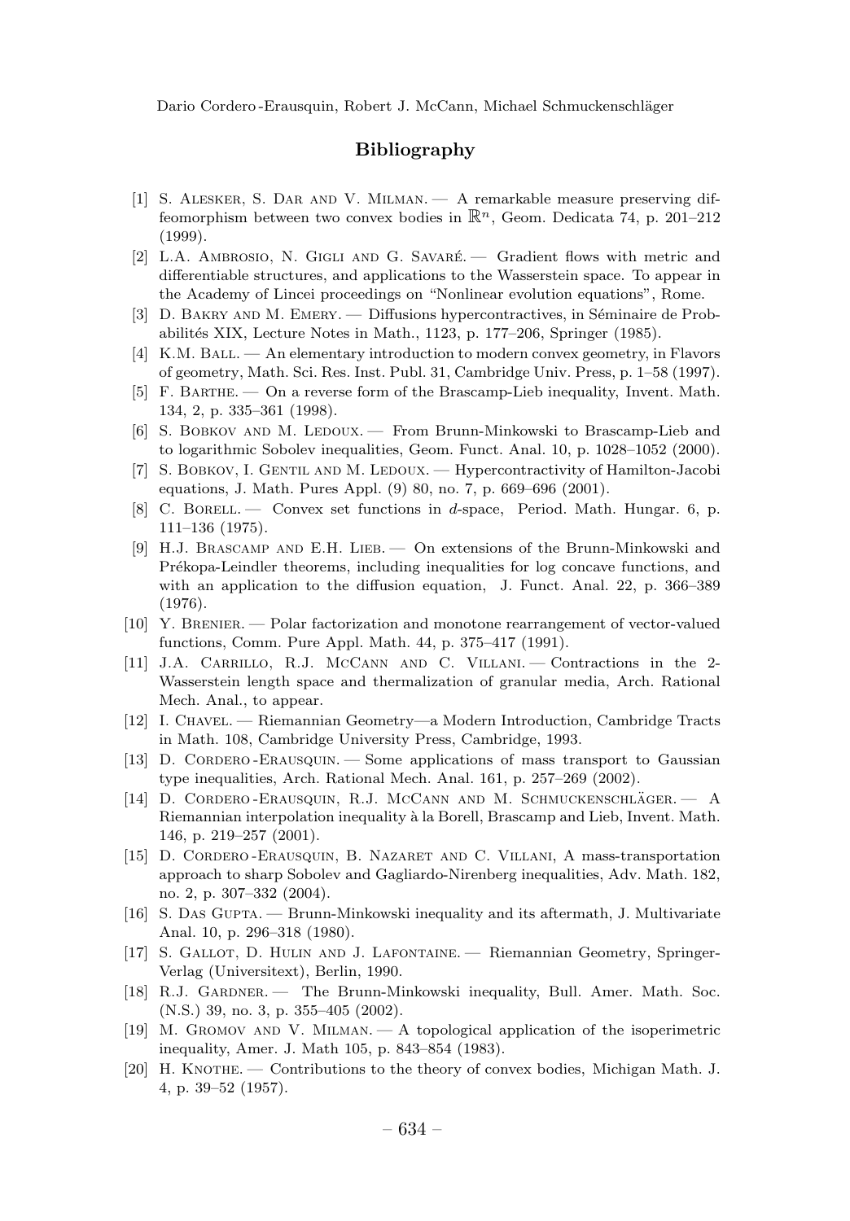## Bibliography

[1] S. Alesker, S. Dar and V. Milman. — A remarkable measure preserving diffeomorphism between two convex bodies in $\mathbb{R}^n$, Geom. Dedicata 74, p. 201–212 (1999).

[2] L.A. Ambrosio, N. Gigli and G. Savaré. — Gradient flows with metric and differentiable structures, and applications to the Wasserstein space. To appear in the Academy of Lincei proceedings on "Nonlinear evolution equations", Rome.

[3] D. Bakry and M. Emery. — Diffusions hypercontractives, in Séminaire de Probabilités XIX, Lecture Notes in Math., 1123, p. 177–206, Springer (1985).

[4] K.M. Ball. — An elementary introduction to modern convex geometry, in Flavors of geometry, Math. Sci. Res. Inst. Publ. 31, Cambridge Univ. Press, p. 1–58 (1997).

[5] F. Barthe. — On a reverse form of the Brascamp-Lieb inequality, Invent. Math. 134, 2, p. 335–361 (1998).

[6] S. Bobkov and M. Ledoux. — From Brunn-Minkowski to Brascamp-Lieb and to logarithmic Sobolev inequalities, Geom. Funct. Anal. 10, p. 1028–1052 (2000).

[7] S. Bobkov, I. Gentil and M. Ledoux. — Hypercontractivity of Hamilton-Jacobi equations, J. Math. Pures Appl. (9) 80, no. 7, p. 669–696 (2001).

[8] C. Borell. — Convex set functions in *d*-space, Period. Math. Hungar. 6, p. 111–136 (1975).

[9] H.J. Brascamp and E.H. Lieb. — On extensions of the Brunn-Minkowski and Prékopa-Leindler theorems, including inequalities for log concave functions, and with an application to the diffusion equation, J. Funct. Anal. 22, p. 366–389 (1976).

[10] Y. Brenier. — Polar factorization and monotone rearrangement of vector-valued functions, Comm. Pure Appl. Math. 44, p. 375–417 (1991).

[11] J.A. Carrillo, R.J. McCann and C. Villani. — Contractions in the 2-Wasserstein length space and thermalization of granular media, Arch. Rational Mech. Anal., to appear.

[12] I. Chavel. — Riemannian Geometry—a Modern Introduction, Cambridge Tracts in Math. 108, Cambridge University Press, Cambridge, 1993.

[13] D. Cordero-Erausquin. — Some applications of mass transport to Gaussian type inequalities, Arch. Rational Mech. Anal. 161, p. 257–269 (2002).

[14] D. Cordero-Erausquin, R.J. McCann and M. Schmuckenschläger. — A Riemannian interpolation inequality à la Borell, Brascamp and Lieb, Invent. Math. 146, p. 219–257 (2001).

[15] D. Cordero-Erausquin, B. Nazaret and C. Villani, A mass-transportation approach to sharp Sobolev and Gagliardo-Nirenberg inequalities, Adv. Math. 182, no. 2, p. 307–332 (2004).

[16] S. Das Gupta. — Brunn-Minkowski inequality and its aftermath, J. Multivariate Anal. 10, p. 296–318 (1980).

[17] S. Gallot, D. Hulin and J. Lafontaine. — Riemannian Geometry, Springer-Verlag (Universitext), Berlin, 1990.

[18] R.J. Gardner. — The Brunn-Minkowski inequality, Bull. Amer. Math. Soc. (N.S.) 39, no. 3, p. 355–405 (2002).

[19] M. Gromov and V. Milman. — A topological application of the isoperimetric inequality, Amer. J. Math 105, p. 843–854 (1983).

[20] H. Knothe. — Contributions to the theory of convex bodies, Michigan Math. J. 4, p. 39–52 (1957).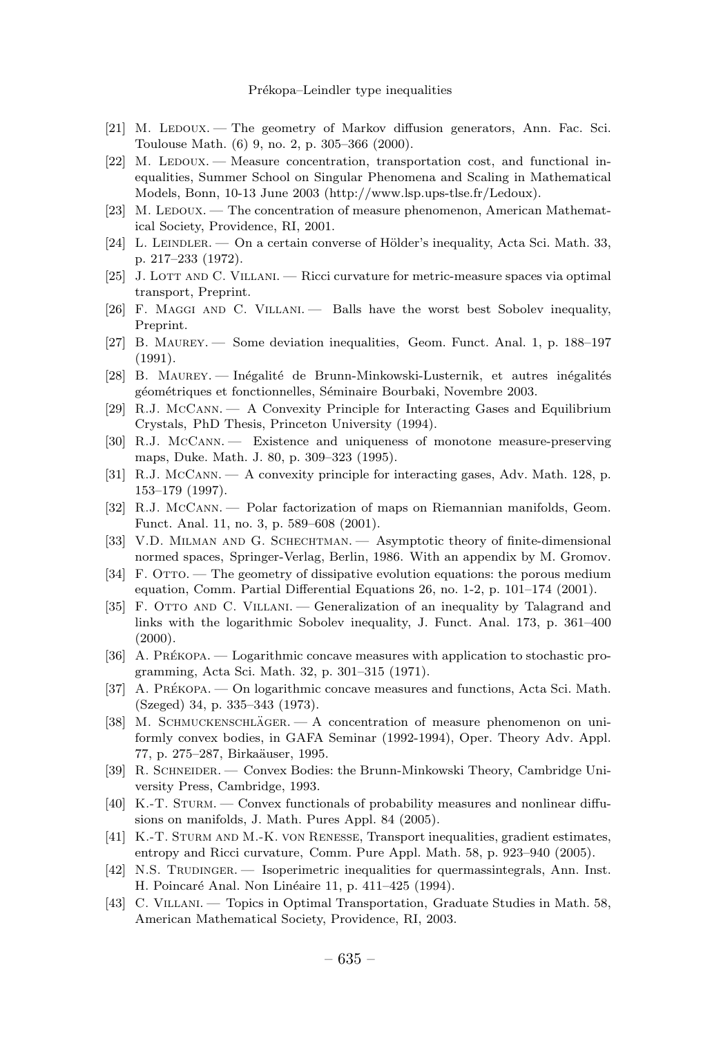- [21] M. Ledoux. — The geometry of Markov diffusion generators, Ann. Fac. Sci. Toulouse Math. (6) 9, no. 2, p. 305–366 (2000).
- [22] M. Ledoux. — Measure concentration, transportation cost, and functional inequalities, Summer School on Singular Phenomena and Scaling in Mathematical Models, Bonn, 10-13 June 2003 (http://www.lsp.ups-tlse.fr/Ledoux).
- [23] M. Ledoux. — The concentration of measure phenomenon, American Mathematical Society, Providence, RI, 2001.
- [24] L. Leindler. — On a certain converse of Hölder's inequality, Acta Sci. Math. 33, p. 217–233 (1972).
- [25] J. Lott and C. Villani. — Ricci curvature for metric-measure spaces via optimal transport, Preprint.
- [26] F. Maggi and C. Villani. — Balls have the worst best Sobolev inequality, Preprint.
- [27] B. Maurey. — Some deviation inequalities, Geom. Funct. Anal. 1, p. 188–197 (1991).
- [28] B. Maurey. — Inégalité de Brunn-Minkowski-Lusternik, et autres inégalités géométriques et fonctionnelles, Séminaire Bourbaki, Novembre 2003.
- [29] R.J. McCann. — A Convexity Principle for Interacting Gases and Equilibrium Crystals, PhD Thesis, Princeton University (1994).
- [30] R.J. McCann. — Existence and uniqueness of monotone measure-preserving maps, Duke. Math. J. 80, p. 309–323 (1995).
- [31] R.J. McCann. — A convexity principle for interacting gases, Adv. Math. 128, p. 153–179 (1997).
- [32] R.J. McCann. — Polar factorization of maps on Riemannian manifolds, Geom. Funct. Anal. 11, no. 3, p. 589–608 (2001).
- [33] V.D. Milman and G. Schechtman. — Asymptotic theory of finite-dimensional normed spaces, Springer-Verlag, Berlin, 1986. With an appendix by M. Gromov.
- [34] F. Otto. — The geometry of dissipative evolution equations: the porous medium equation, Comm. Partial Differential Equations 26, no. 1-2, p. 101–174 (2001).
- [35] F. Otto and C. Villani. — Generalization of an inequality by Talagrand and links with the logarithmic Sobolev inequality, J. Funct. Anal. 173, p. 361–400 (2000).
- [36] A. Prékopa. — Logarithmic concave measures with application to stochastic programming, Acta Sci. Math. 32, p. 301–315 (1971).
- [37] A. Prékopa. — On logarithmic concave measures and functions, Acta Sci. Math. (Szeged) 34, p. 335–343 (1973).
- [38] M. Schmuckenschläger. — A concentration of measure phenomenon on uniformly convex bodies, in GAFA Seminar (1992-1994), Oper. Theory Adv. Appl. 77, p. 275–287, Birkaäuser, 1995.
- [39] R. Schneider. — Convex Bodies: the Brunn-Minkowski Theory, Cambridge University Press, Cambridge, 1993.
- [40] K.-T. Sturm. — Convex functionals of probability measures and nonlinear diffusions on manifolds, J. Math. Pures Appl. 84 (2005).
- [41] K.-T. Sturm and M.-K. von Renesse, Transport inequalities, gradient estimates, entropy and Ricci curvature, Comm. Pure Appl. Math. 58, p. 923–940 (2005).
- [42] N.S. Trudinger. — Isoperimetric inequalities for quermassintegrals, Ann. Inst. H. Poincaré Anal. Non Linéaire 11, p. 411–425 (1994).
- [43] C. Villani. — Topics in Optimal Transportation, Graduate Studies in Math. 58, American Mathematical Society, Providence, RI, 2003.